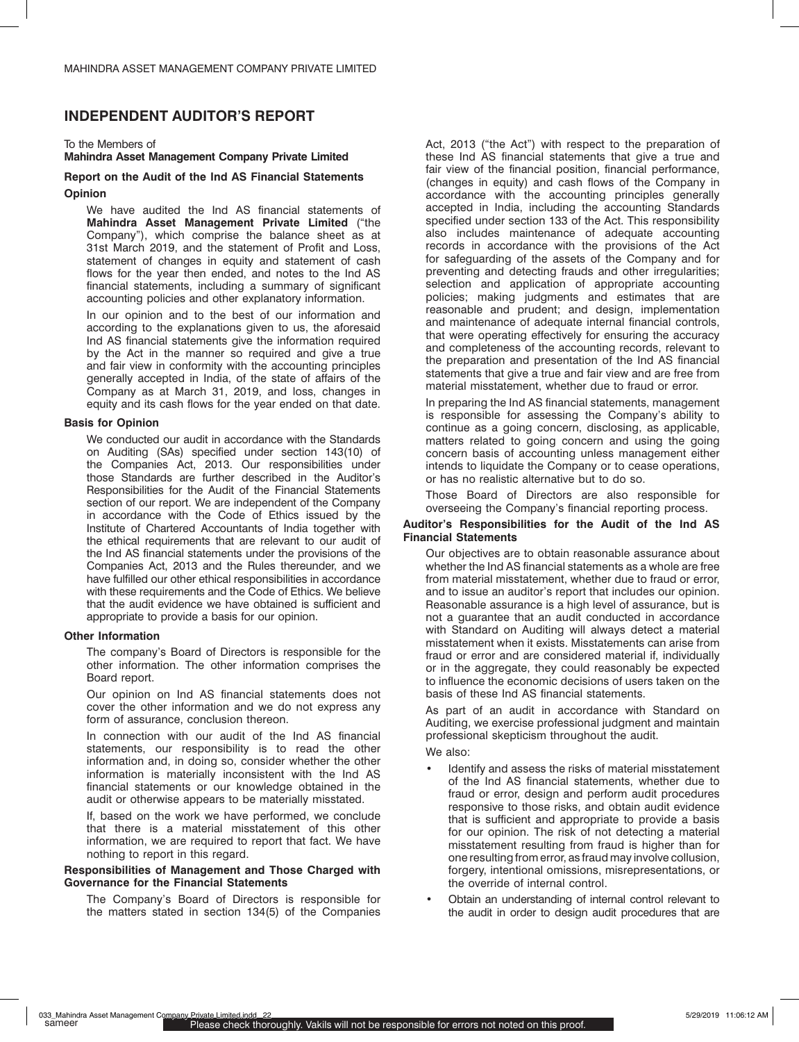# INDEPENDENT AUDITOR'S REPORT

To the Members of
**Mahindra Asset Management Company Private Limited**

## Report on the Audit of the Ind AS Financial Statements

### Opinion

We have audited the Ind AS financial statements of **Mahindra Asset Management Private Limited** ("the Company"), which comprise the balance sheet as at 31st March 2019, and the statement of Profit and Loss, statement of changes in equity and statement of cash flows for the year then ended, and notes to the Ind AS financial statements, including a summary of significant accounting policies and other explanatory information.

In our opinion and to the best of our information and according to the explanations given to us, the aforesaid Ind AS financial statements give the information required by the Act in the manner so required and give a true and fair view in conformity with the accounting principles generally accepted in India, of the state of affairs of the Company as at March 31, 2019, and loss, changes in equity and its cash flows for the year ended on that date.

### Basis for Opinion

We conducted our audit in accordance with the Standards on Auditing (SAs) specified under section 143(10) of the Companies Act, 2013. Our responsibilities under those Standards are further described in the Auditor's Responsibilities for the Audit of the Financial Statements section of our report. We are independent of the Company in accordance with the Code of Ethics issued by the Institute of Chartered Accountants of India together with the ethical requirements that are relevant to our audit of the Ind AS financial statements under the provisions of the Companies Act, 2013 and the Rules thereunder, and we have fulfilled our other ethical responsibilities in accordance with these requirements and the Code of Ethics. We believe that the audit evidence we have obtained is sufficient and appropriate to provide a basis for our opinion.

### Other Information

The company's Board of Directors is responsible for the other information. The other information comprises the Board report.

Our opinion on Ind AS financial statements does not cover the other information and we do not express any form of assurance, conclusion thereon.

In connection with our audit of the Ind AS financial statements, our responsibility is to read the other information and, in doing so, consider whether the other information is materially inconsistent with the Ind AS financial statements or our knowledge obtained in the audit or otherwise appears to be materially misstated.

If, based on the work we have performed, we conclude that there is a material misstatement of this other information, we are required to report that fact. We have nothing to report in this regard.

### Responsibilities of Management and Those Charged with Governance for the Financial Statements

The Company's Board of Directors is responsible for the matters stated in section 134(5) of the Companies Act, 2013 ("the Act") with respect to the preparation of these Ind AS financial statements that give a true and fair view of the financial position, financial performance, (changes in equity) and cash flows of the Company in accordance with the accounting principles generally accepted in India, including the accounting Standards specified under section 133 of the Act. This responsibility also includes maintenance of adequate accounting records in accordance with the provisions of the Act for safeguarding of the assets of the Company and for preventing and detecting frauds and other irregularities; selection and application of appropriate accounting policies; making judgments and estimates that are reasonable and prudent; and design, implementation and maintenance of adequate internal financial controls, that were operating effectively for ensuring the accuracy and completeness of the accounting records, relevant to the preparation and presentation of the Ind AS financial statements that give a true and fair view and are free from material misstatement, whether due to fraud or error.

In preparing the Ind AS financial statements, management is responsible for assessing the Company's ability to continue as a going concern, disclosing, as applicable, matters related to going concern and using the going concern basis of accounting unless management either intends to liquidate the Company or to cease operations, or has no realistic alternative but to do so.

Those Board of Directors are also responsible for overseeing the Company's financial reporting process.

### Auditor's Responsibilities for the Audit of the Ind AS Financial Statements

Our objectives are to obtain reasonable assurance about whether the Ind AS financial statements as a whole are free from material misstatement, whether due to fraud or error, and to issue an auditor's report that includes our opinion. Reasonable assurance is a high level of assurance, but is not a guarantee that an audit conducted in accordance with Standard on Auditing will always detect a material misstatement when it exists. Misstatements can arise from fraud or error and are considered material if, individually or in the aggregate, they could reasonably be expected to influence the economic decisions of users taken on the basis of these Ind AS financial statements.

As part of an audit in accordance with Standard on Auditing, we exercise professional judgment and maintain professional skepticism throughout the audit.

We also:

- Identify and assess the risks of material misstatement of the Ind AS financial statements, whether due to fraud or error, design and perform audit procedures responsive to those risks, and obtain audit evidence that is sufficient and appropriate to provide a basis for our opinion. The risk of not detecting a material misstatement resulting from fraud is higher than for one resulting from error, as fraud may involve collusion, forgery, intentional omissions, misrepresentations, or the override of internal control.
- Obtain an understanding of internal control relevant to the audit in order to design audit procedures that are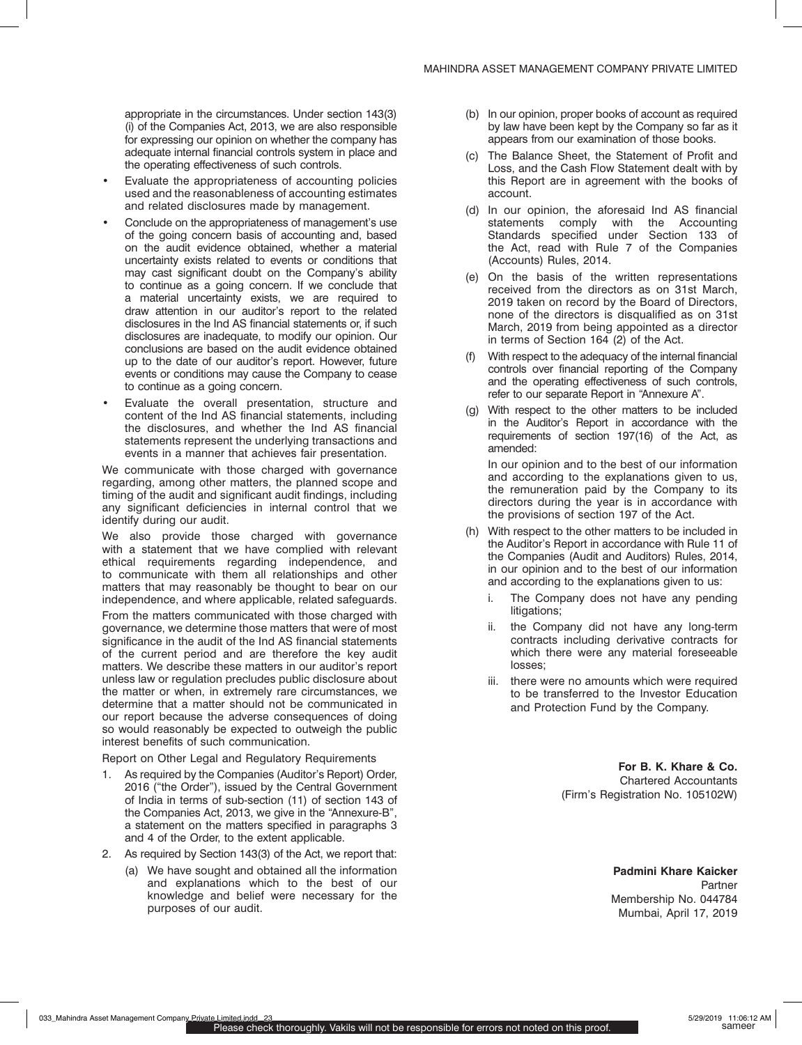appropriate in the circumstances. Under section 143(3)(i) of the Companies Act, 2013, we are also responsible for expressing our opinion on whether the company has adequate internal financial controls system in place and the operating effectiveness of such controls.

- Evaluate the appropriateness of accounting policies used and the reasonableness of accounting estimates and related disclosures made by management.
- Conclude on the appropriateness of management's use of the going concern basis of accounting and, based on the audit evidence obtained, whether a material uncertainty exists related to events or conditions that may cast significant doubt on the Company's ability to continue as a going concern. If we conclude that a material uncertainty exists, we are required to draw attention in our auditor's report to the related disclosures in the Ind AS financial statements or, if such disclosures are inadequate, to modify our opinion. Our conclusions are based on the audit evidence obtained up to the date of our auditor's report. However, future events or conditions may cause the Company to cease to continue as a going concern.
- Evaluate the overall presentation, structure and content of the Ind AS financial statements, including the disclosures, and whether the Ind AS financial statements represent the underlying transactions and events in a manner that achieves fair presentation.

We communicate with those charged with governance regarding, among other matters, the planned scope and timing of the audit and significant audit findings, including any significant deficiencies in internal control that we identify during our audit.

We also provide those charged with governance with a statement that we have complied with relevant ethical requirements regarding independence, and to communicate with them all relationships and other matters that may reasonably be thought to bear on our independence, and where applicable, related safeguards.

From the matters communicated with those charged with governance, we determine those matters that were of most significance in the audit of the Ind AS financial statements of the current period and are therefore the key audit matters. We describe these matters in our auditor's report unless law or regulation precludes public disclosure about the matter or when, in extremely rare circumstances, we determine that a matter should not be communicated in our report because the adverse consequences of doing so would reasonably be expected to outweigh the public interest benefits of such communication.

Report on Other Legal and Regulatory Requirements

1. As required by the Companies (Auditor's Report) Order, 2016 ("the Order"), issued by the Central Government of India in terms of sub-section (11) of section 143 of the Companies Act, 2013, we give in the "Annexure-B", a statement on the matters specified in paragraphs 3 and 4 of the Order, to the extent applicable.
2. As required by Section 143(3) of the Act, we report that:
   (a) We have sought and obtained all the information and explanations which to the best of our knowledge and belief were necessary for the purposes of our audit.

   (b) In our opinion, proper books of account as required by law have been kept by the Company so far as it appears from our examination of those books.

   (c) The Balance Sheet, the Statement of Profit and Loss, and the Cash Flow Statement dealt with by this Report are in agreement with the books of account.

   (d) In our opinion, the aforesaid Ind AS financial statements comply with the Accounting Standards specified under Section 133 of the Act, read with Rule 7 of the Companies (Accounts) Rules, 2014.

   (e) On the basis of the written representations received from the directors as on 31st March, 2019 taken on record by the Board of Directors, none of the directors is disqualified as on 31st March, 2019 from being appointed as a director in terms of Section 164 (2) of the Act.

   (f) With respect to the adequacy of the internal financial controls over financial reporting of the Company and the operating effectiveness of such controls, refer to our separate Report in "Annexure A".

   (g) With respect to the other matters to be included in the Auditor's Report in accordance with the requirements of section 197(16) of the Act, as amended:

   In our opinion and to the best of our information and according to the explanations given to us, the remuneration paid by the Company to its directors during the year is in accordance with the provisions of section 197 of the Act.

   (h) With respect to the other matters to be included in the Auditor's Report in accordance with Rule 11 of the Companies (Audit and Auditors) Rules, 2014, in our opinion and to the best of our information and according to the explanations given to us:

      i. The Company does not have any pending litigations;

      ii. the Company did not have any long-term contracts including derivative contracts for which there were any material foreseeable losses;

      iii. there were no amounts which were required to be transferred to the Investor Education and Protection Fund by the Company.

**For B. K. Khare & Co.**
Chartered Accountants
(Firm's Registration No. 105102W)

**Padmini Khare Kaicker**
Partner
Membership No. 044784
Mumbai, April 17, 2019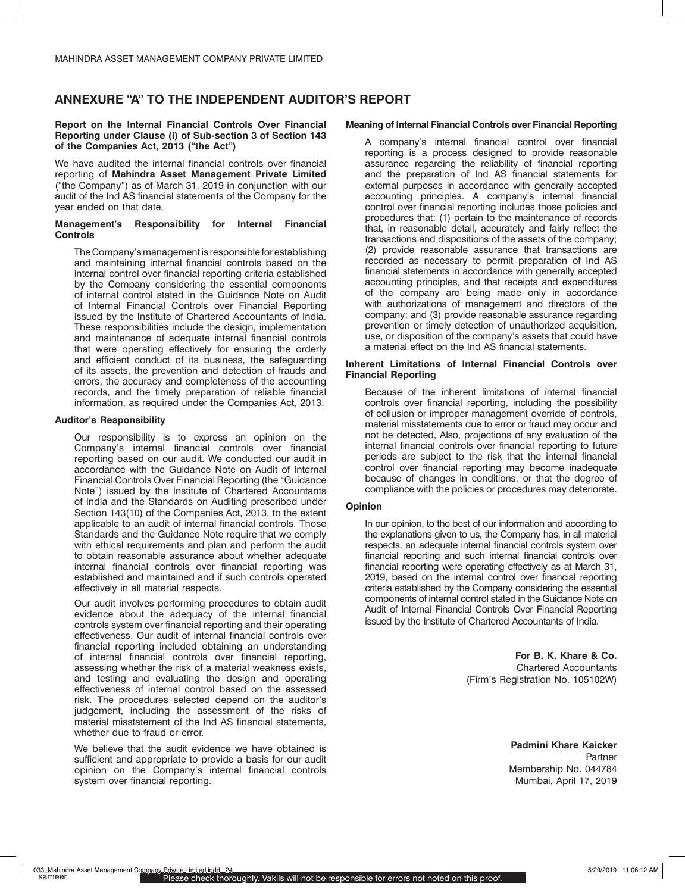## ANNEXURE "A" TO THE INDEPENDENT AUDITOR'S REPORT

**Report on the Internal Financial Controls Over Financial Reporting under Clause (i) of Sub-section 3 of Section 143 of the Companies Act, 2013 ("the Act")**

We have audited the internal financial controls over financial reporting of **Mahindra Asset Management Private Limited** ("the Company") as of March 31, 2019 in conjunction with our audit of the Ind AS financial statements of the Company for the year ended on that date.

**Management's Responsibility for Internal Financial Controls**

The Company's management is responsible for establishing and maintaining internal financial controls based on the internal control over financial reporting criteria established by the Company considering the essential components of internal control stated in the Guidance Note on Audit of Internal Financial Controls over Financial Reporting issued by the Institute of Chartered Accountants of India. These responsibilities include the design, implementation and maintenance of adequate internal financial controls that were operating effectively for ensuring the orderly and efficient conduct of its business, the safeguarding of its assets, the prevention and detection of frauds and errors, the accuracy and completeness of the accounting records, and the timely preparation of reliable financial information, as required under the Companies Act, 2013.

**Auditor's Responsibility**

Our responsibility is to express an opinion on the Company's internal financial controls over financial reporting based on our audit. We conducted our audit in accordance with the Guidance Note on Audit of Internal Financial Controls Over Financial Reporting (the "Guidance Note") issued by the Institute of Chartered Accountants of India and the Standards on Auditing prescribed under Section 143(10) of the Companies Act, 2013, to the extent applicable to an audit of internal financial controls. Those Standards and the Guidance Note require that we comply with ethical requirements and plan and perform the audit to obtain reasonable assurance about whether adequate internal financial controls over financial reporting was established and maintained and if such controls operated effectively in all material respects.

Our audit involves performing procedures to obtain audit evidence about the adequacy of the internal financial controls system over financial reporting and their operating effectiveness. Our audit of internal financial controls over financial reporting included obtaining an understanding of internal financial controls over financial reporting, assessing whether the risk of a material weakness exists, and testing and evaluating the design and operating effectiveness of internal control based on the assessed risk. The procedures selected depend on the auditor's judgement, including the assessment of the risks of material misstatement of the Ind AS financial statements, whether due to fraud or error.

We believe that the audit evidence we have obtained is sufficient and appropriate to provide a basis for our audit opinion on the Company's internal financial controls system over financial reporting.

**Meaning of Internal Financial Controls over Financial Reporting**

A company's internal financial control over financial reporting is a process designed to provide reasonable assurance regarding the reliability of financial reporting and the preparation of Ind AS financial statements for external purposes in accordance with generally accepted accounting principles. A company's internal financial control over financial reporting includes those policies and procedures that: (1) pertain to the maintenance of records that, in reasonable detail, accurately and fairly reflect the transactions and dispositions of the assets of the company; (2) provide reasonable assurance that transactions are recorded as necessary to permit preparation of Ind AS financial statements in accordance with generally accepted accounting principles, and that receipts and expenditures of the company are being made only in accordance with authorizations of management and directors of the company; and (3) provide reasonable assurance regarding prevention or timely detection of unauthorized acquisition, use, or disposition of the company's assets that could have a material effect on the Ind AS financial statements.

**Inherent Limitations of Internal Financial Controls over Financial Reporting**

Because of the inherent limitations of internal financial controls over financial reporting, including the possibility of collusion or improper management override of controls, material misstatements due to error or fraud may occur and not be detected, Also, projections of any evaluation of the internal financial controls over financial reporting to future periods are subject to the risk that the internal financial control over financial reporting may become inadequate because of changes in conditions, or that the degree of compliance with the policies or procedures may deteriorate.

**Opinion**

In our opinion, to the best of our information and according to the explanations given to us, the Company has, in all material respects, an adequate internal financial controls system over financial reporting and such internal financial controls over financial reporting were operating effectively as at March 31, 2019, based on the internal control over financial reporting criteria established by the Company considering the essential components of internal control stated in the Guidance Note on Audit of Internal Financial Controls Over Financial Reporting issued by the Institute of Chartered Accountants of India.

**For B. K. Khare & Co.**
Chartered Accountants
(Firm's Registration No. 105102W)

**Padmini Khare Kaicker**
Partner
Membership No. 044784
Mumbai, April 17, 2019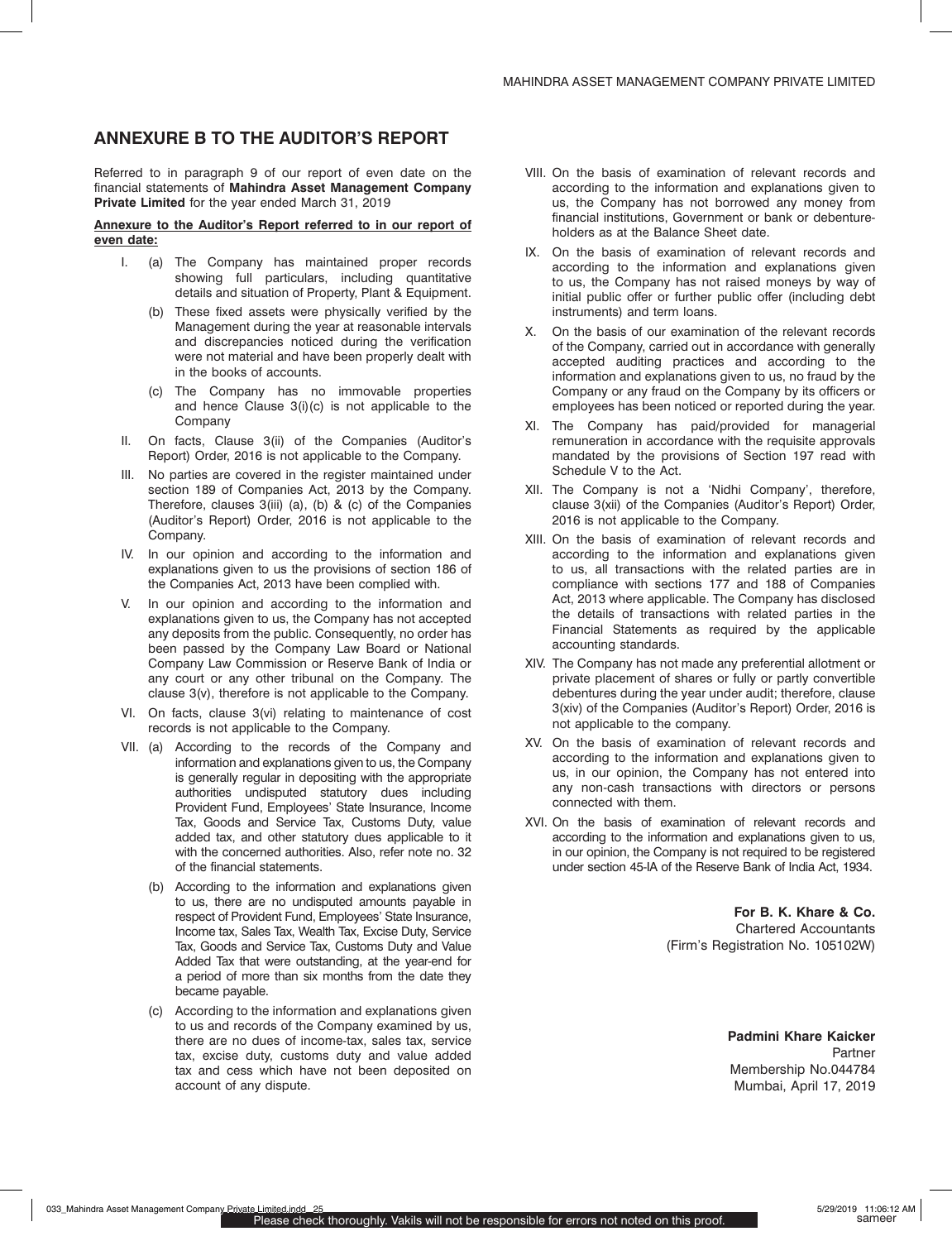## ANNEXURE B TO THE AUDITOR'S REPORT

Referred to in paragraph 9 of our report of even date on the financial statements of **Mahindra Asset Management Company Private Limited** for the year ended March 31, 2019

**Annexure to the Auditor's Report referred to in our report of even date:**

I. (a) The Company has maintained proper records showing full particulars, including quantitative details and situation of Property, Plant & Equipment.

(b) These fixed assets were physically verified by the Management during the year at reasonable intervals and discrepancies noticed during the verification were not material and have been properly dealt with in the books of accounts.

(c) The Company has no immovable properties and hence Clause 3(i)(c) is not applicable to the Company

II. On facts, Clause 3(ii) of the Companies (Auditor's Report) Order, 2016 is not applicable to the Company.

III. No parties are covered in the register maintained under section 189 of Companies Act, 2013 by the Company. Therefore, clauses 3(iii) (a), (b) & (c) of the Companies (Auditor's Report) Order, 2016 is not applicable to the Company.

IV. In our opinion and according to the information and explanations given to us the provisions of section 186 of the Companies Act, 2013 have been complied with.

V. In our opinion and according to the information and explanations given to us, the Company has not accepted any deposits from the public. Consequently, no order has been passed by the Company Law Board or National Company Law Commission or Reserve Bank of India or any court or any other tribunal on the Company. The clause 3(v), therefore is not applicable to the Company.

VI. On facts, clause 3(vi) relating to maintenance of cost records is not applicable to the Company.

VII. (a) According to the records of the Company and information and explanations given to us, the Company is generally regular in depositing with the appropriate authorities undisputed statutory dues including Provident Fund, Employees' State Insurance, Income Tax, Goods and Service Tax, Customs Duty, value added tax, and other statutory dues applicable to it with the concerned authorities. Also, refer note no. 32 of the financial statements.

(b) According to the information and explanations given to us, there are no undisputed amounts payable in respect of Provident Fund, Employees' State Insurance, Income tax, Sales Tax, Wealth Tax, Excise Duty, Service Tax, Goods and Service Tax, Customs Duty and Value Added Tax that were outstanding, at the year-end for a period of more than six months from the date they became payable.

(c) According to the information and explanations given to us and records of the Company examined by us, there are no dues of income-tax, sales tax, service tax, excise duty, customs duty and value added tax and cess which have not been deposited on account of any dispute.

VIII. On the basis of examination of relevant records and according to the information and explanations given to us, the Company has not borrowed any money from financial institutions, Government or bank or debenture-holders as at the Balance Sheet date.

IX. On the basis of examination of relevant records and according to the information and explanations given to us, the Company has not raised moneys by way of initial public offer or further public offer (including debt instruments) and term loans.

X. On the basis of our examination of the relevant records of the Company, carried out in accordance with generally accepted auditing practices and according to the information and explanations given to us, no fraud by the Company or any fraud on the Company by its officers or employees has been noticed or reported during the year.

XI. The Company has paid/provided for managerial remuneration in accordance with the requisite approvals mandated by the provisions of Section 197 read with Schedule V to the Act.

XII. The Company is not a 'Nidhi Company', therefore, clause 3(xii) of the Companies (Auditor's Report) Order, 2016 is not applicable to the Company.

XIII. On the basis of examination of relevant records and according to the information and explanations given to us, all transactions with the related parties are in compliance with sections 177 and 188 of Companies Act, 2013 where applicable. The Company has disclosed the details of transactions with related parties in the Financial Statements as required by the applicable accounting standards.

XIV. The Company has not made any preferential allotment or private placement of shares or fully or partly convertible debentures during the year under audit; therefore, clause 3(xiv) of the Companies (Auditor's Report) Order, 2016 is not applicable to the company.

XV. On the basis of examination of relevant records and according to the information and explanations given to us, in our opinion, the Company has not entered into any non-cash transactions with directors or persons connected with them.

XVI. On the basis of examination of relevant records and according to the information and explanations given to us, in our opinion, the Company is not required to be registered under section 45-IA of the Reserve Bank of India Act, 1934.

**For B. K. Khare & Co.**
Chartered Accountants
(Firm's Registration No. 105102W)

**Padmini Khare Kaicker**
Partner
Membership No.044784
Mumbai, April 17, 2019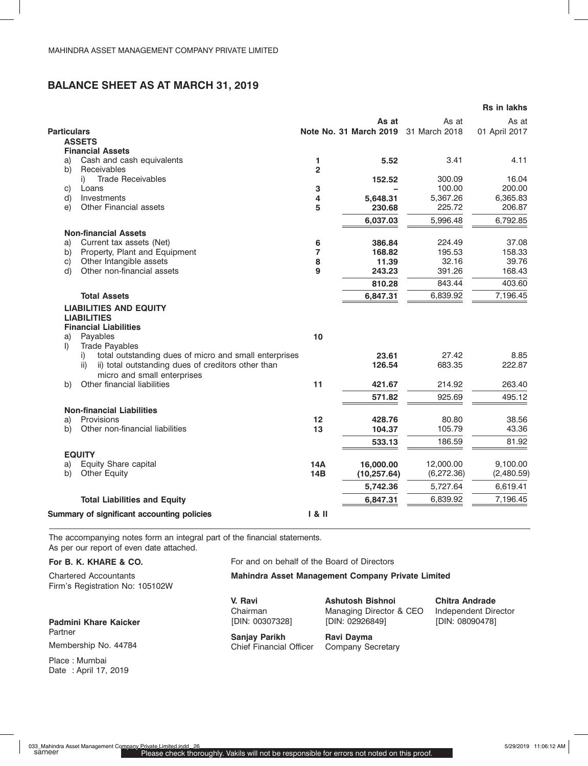MAHINDRA ASSET MANAGEMENT COMPANY PRIVATE LIMITED

## BALANCE SHEET AS AT MARCH 31, 2019

**Rs in lakhs**

| Particulars | Note No. | As at 31 March 2019 | As at 31 March 2018 | As at 01 April 2017 |
|---|---|---|---|---|
| **ASSETS** | | | | |
| **Financial Assets** | | | | |
| a) Cash and cash equivalents | 1 | **5.52** | 3.41 | 4.11 |
| b) Receivables | 2 | | | |
| i) Trade Receivables | | **152.52** | 300.09 | 16.04 |
| c) Loans | 3 | **–** | 100.00 | 200.00 |
| d) Investments | 4 | **5,648.31** | 5,367.26 | 6,365.83 |
| e) Other Financial assets | 5 | **230.68** | 225.72 | 206.87 |
| | | **6,037.03** | 5,996.48 | 6,792.85 |
| **Non-financial Assets** | | | | |
| a) Current tax assets (Net) | 6 | **386.84** | 224.49 | 37.08 |
| b) Property, Plant and Equipment | 7 | **168.82** | 195.53 | 158.33 |
| c) Other Intangible assets | 8 | **11.39** | 32.16 | 39.76 |
| d) Other non-financial assets | 9 | **243.23** | 391.26 | 168.43 |
| | | **810.28** | 843.44 | 403.60 |
| **Total Assets** | | **6,847.31** | 6,839.92 | 7,196.45 |
| **LIABILITIES AND EQUITY** | | | | |
| **LIABILITIES** | | | | |
| **Financial Liabilities** | | | | |
| a) Payables | 10 | | | |
| I) Trade Payables | | | | |
| i) total outstanding dues of micro and small enterprises | | **23.61** | 27.42 | 8.85 |
| ii) ii) total outstanding dues of creditors other than micro and small enterprises | | **126.54** | 683.35 | 222.87 |
| b) Other financial liabilities | 11 | **421.67** | 214.92 | 263.40 |
| | | **571.82** | 925.69 | 495.12 |
| **Non-financial Liabilities** | | | | |
| a) Provisions | 12 | **428.76** | 80.80 | 38.56 |
| b) Other non-financial liabilities | 13 | **104.37** | 105.79 | 43.36 |
| | | **533.13** | 186.59 | 81.92 |
| **EQUITY** | | | | |
| a) Equity Share capital | 14A | **16,000.00** | 12,000.00 | 9,100.00 |
| b) Other Equity | 14B | **(10,257.64)** | (6,272.36) | (2,480.59) |
| | | **5,742.36** | 5,727.64 | 6,619.41 |
| **Total Liabilities and Equity** | | **6,847.31** | 6,839.92 | 7,196.45 |
| **Summary of significant accounting policies** | I & II | | | |

The accompanying notes form an integral part of the financial statements.
As per our report of even date attached.

**For B. K. KHARE & CO.**
Chartered Accountants
Firm's Registration No: 105102W

**Padmini Khare Kaicker**
Partner
Membership No. 44784

Place : Mumbai
Date : April 17, 2019

For and on behalf of the Board of Directors
**Mahindra Asset Management Company Private Limited**

**V. Ravi**
Chairman
[DIN: 00307328]

**Ashutosh Bishnoi**
Managing Director & CEO
[DIN: 02926849]

**Chitra Andrade**
Independent Director
[DIN: 08090478]

**Sanjay Parikh**
Chief Financial Officer

**Ravi Dayma**
Company Secretary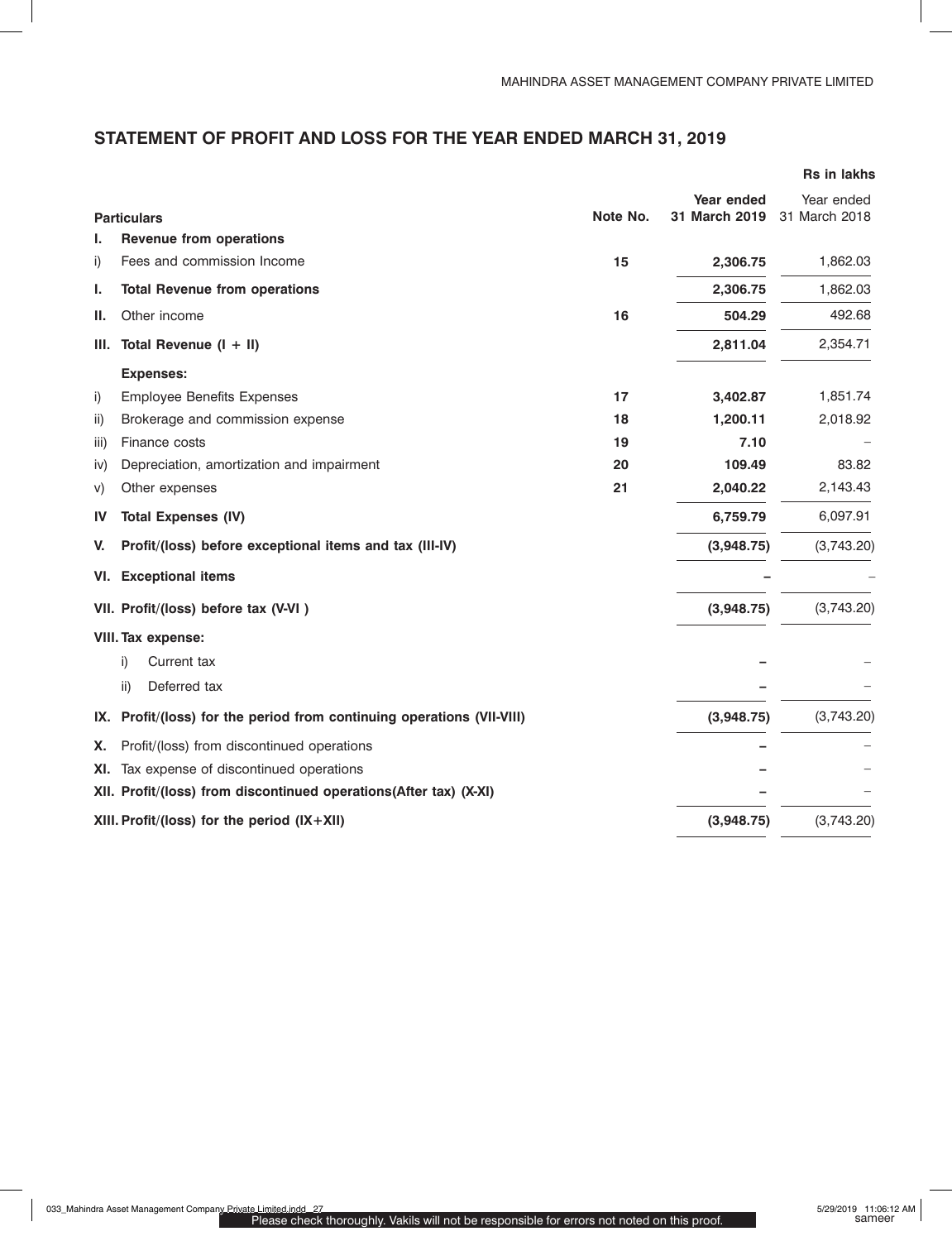## STATEMENT OF PROFIT AND LOSS FOR THE YEAR ENDED MARCH 31, 2019

**Rs in lakhs**

| | **Particulars** | **Note No.** | **Year ended 31 March 2019** | Year ended 31 March 2018 |
|---|---|---|---|---|
| **I.** | **Revenue from operations** | | | |
| i) | Fees and commission Income | **15** | **2,306.75** | 1,862.03 |
| **I.** | **Total Revenue from operations** | | **2,306.75** | 1,862.03 |
| **II.** | Other income | **16** | **504.29** | 492.68 |
| **III.** | **Total Revenue (I + II)** | | **2,811.04** | 2,354.71 |
| | **Expenses:** | | | |
| i) | Employee Benefits Expenses | **17** | **3,402.87** | 1,851.74 |
| ii) | Brokerage and commission expense | **18** | **1,200.11** | 2,018.92 |
| iii) | Finance costs | **19** | **7.10** | – |
| iv) | Depreciation, amortization and impairment | **20** | **109.49** | 83.82 |
| v) | Other expenses | **21** | **2,040.22** | 2,143.43 |
| **IV** | **Total Expenses (IV)** | | **6,759.79** | 6,097.91 |
| **V.** | **Profit/(loss) before exceptional items and tax (III-IV)** | | **(3,948.75)** | (3,743.20) |
| **VI.** | **Exceptional items** | | **–** | – |
| **VII.** | **Profit/(loss) before tax (V-VI )** | | **(3,948.75)** | (3,743.20) |
| **VIII.** | **Tax expense:** | | | |
| | i) Current tax | | **–** | – |
| | ii) Deferred tax | | **–** | – |
| **IX.** | **Profit/(loss) for the period from continuing operations (VII-VIII)** | | **(3,948.75)** | (3,743.20) |
| **X.** | Profit/(loss) from discontinued operations | | **–** | – |
| **XI.** | Tax expense of discontinued operations | | **–** | – |
| **XII.** | **Profit/(loss) from discontinued operations(After tax) (X-XI)** | | **–** | – |
| **XIII.** | **Profit/(loss) for the period (IX+XII)** | | **(3,948.75)** | (3,743.20) |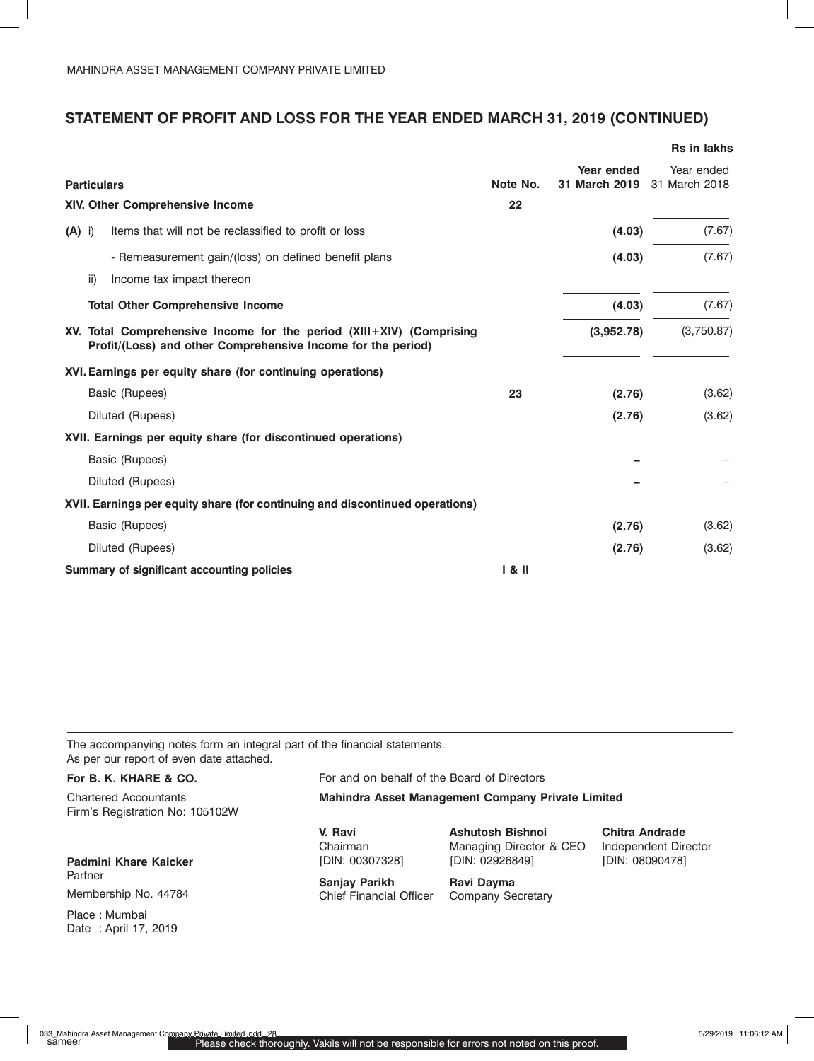MAHINDRA ASSET MANAGEMENT COMPANY PRIVATE LIMITED

## STATEMENT OF PROFIT AND LOSS FOR THE YEAR ENDED MARCH 31, 2019 (CONTINUED)

Rs in lakhs

| Particulars | Note No. | Year ended 31 March 2019 | Year ended 31 March 2018 |
|---|---|---|---|
| **XIV. Other Comprehensive Income** | 22 | | |
| **(A)** i) Items that will not be reclassified to profit or loss | | **(4.03)** | (7.67) |
| - Remeasurement gain/(loss) on defined benefit plans | | **(4.03)** | (7.67) |
| ii) Income tax impact thereon | | | |
| **Total Other Comprehensive Income** | | **(4.03)** | (7.67) |
| **XV. Total Comprehensive Income for the period (XIII+XIV) (Comprising Profit/(Loss) and other Comprehensive Income for the period)** | | **(3,952.78)** | (3,750.87) |
| **XVI. Earnings per equity share (for continuing operations)** | | | |
| Basic (Rupees) | 23 | **(2.76)** | (3.62) |
| Diluted (Rupees) | | **(2.76)** | (3.62) |
| **XVII. Earnings per equity share (for discontinued operations)** | | | |
| Basic (Rupees) | | **–** | – |
| Diluted (Rupees) | | **–** | – |
| **XVII. Earnings per equity share (for continuing and discontinued operations)** | | | |
| Basic (Rupees) | | **(2.76)** | (3.62) |
| Diluted (Rupees) | | **(2.76)** | (3.62) |
| **Summary of significant accounting policies** | **I & II** | | |

The accompanying notes form an integral part of the financial statements.
As per our report of even date attached.

**For B. K. KHARE & CO.**
Chartered Accountants
Firm's Registration No: 105102W

**Padmini Khare Kaicker**
Partner
Membership No. 44784

Place : Mumbai
Date : April 17, 2019

For and on behalf of the Board of Directors
**Mahindra Asset Management Company Private Limited**

**V. Ravi**
Chairman
[DIN: 00307328]

**Ashutosh Bishnoi**
Managing Director & CEO
[DIN: 02926849]

**Chitra Andrade**
Independent Director
[DIN: 08090478]

**Sanjay Parikh**
Chief Financial Officer

**Ravi Dayma**
Company Secretary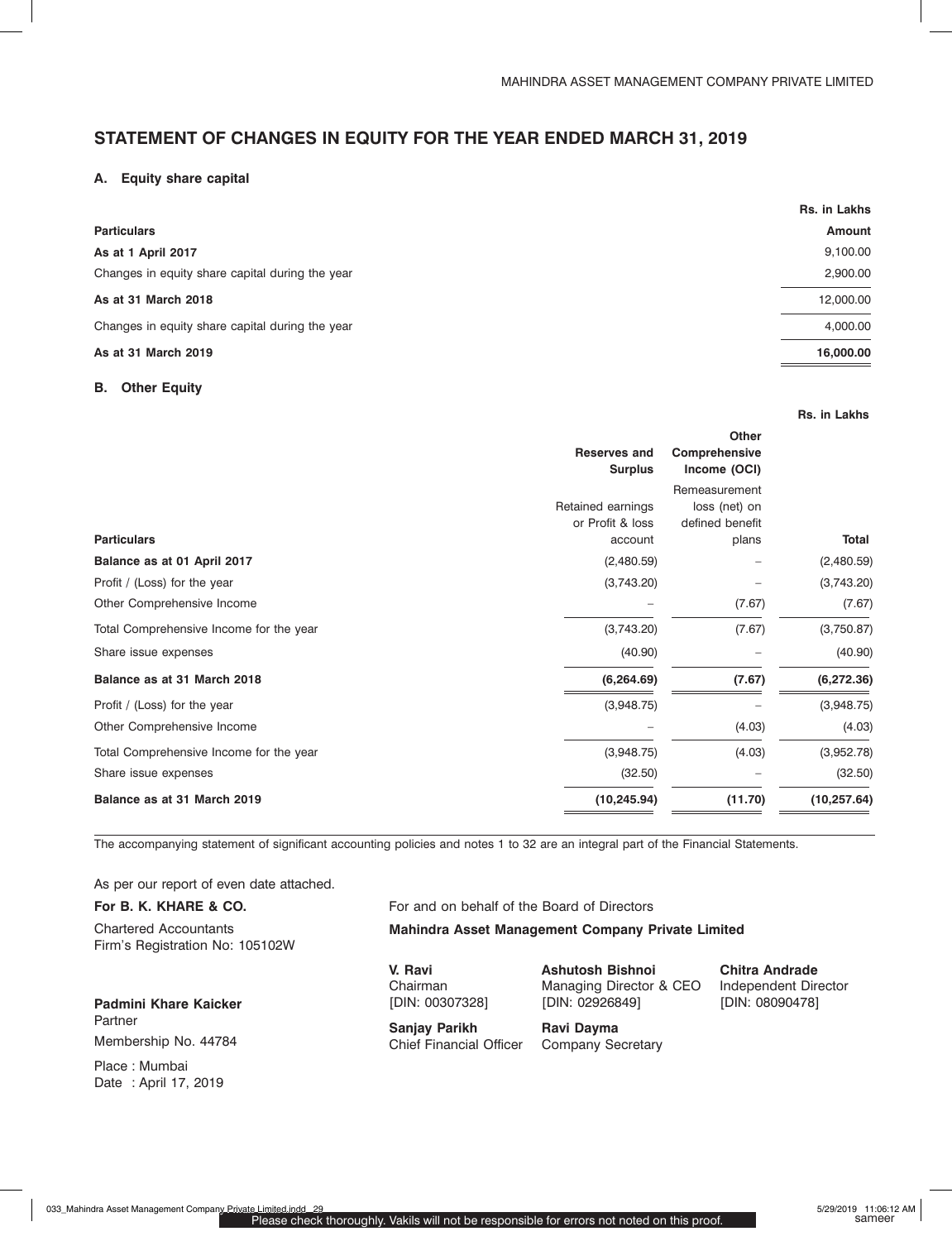## STATEMENT OF CHANGES IN EQUITY FOR THE YEAR ENDED MARCH 31, 2019

### A. Equity share capital

Rs. in Lakhs

| Particulars | Amount |
|---|---|
| **As at 1 April 2017** | 9,100.00 |
| Changes in equity share capital during the year | 2,900.00 |
| **As at 31 March 2018** | 12,000.00 |
| Changes in equity share capital during the year | 4,000.00 |
| **As at 31 March 2019** | **16,000.00** |

### B. Other Equity

Rs. in Lakhs

| | Reserves and Surplus | Other Comprehensive Income (OCI) | |
|---|---|---|---|
| **Particulars** | Retained earnings or Profit & loss account | Remeasurement loss (net) on defined benefit plans | **Total** |
| **Balance as at 01 April 2017** | (2,480.59) | – | (2,480.59) |
| Profit / (Loss) for the year | (3,743.20) | – | (3,743.20) |
| Other Comprehensive Income | – | (7.67) | (7.67) |
| Total Comprehensive Income for the year | (3,743.20) | (7.67) | (3,750.87) |
| Share issue expenses | (40.90) | – | (40.90) |
| **Balance as at 31 March 2018** | **(6,264.69)** | **(7.67)** | **(6,272.36)** |
| Profit / (Loss) for the year | (3,948.75) | – | (3,948.75) |
| Other Comprehensive Income | – | (4.03) | (4.03) |
| Total Comprehensive Income for the year | (3,948.75) | (4.03) | (3,952.78) |
| Share issue expenses | (32.50) | – | (32.50) |
| **Balance as at 31 March 2019** | **(10,245.94)** | **(11.70)** | **(10,257.64)** |

The accompanying statement of significant accounting policies and notes 1 to 32 are an integral part of the Financial Statements.

As per our report of even date attached.

**For B. K. KHARE & CO.**
Chartered Accountants
Firm's Registration No: 105102W

**Padmini Khare Kaicker**
Partner
Membership No. 44784

Place : Mumbai
Date : April 17, 2019

For and on behalf of the Board of Directors
**Mahindra Asset Management Company Private Limited**

**V. Ravi**
Chairman
[DIN: 00307328]

**Ashutosh Bishnoi**
Managing Director & CEO
[DIN: 02926849]

**Chitra Andrade**
Independent Director
[DIN: 08090478]

**Sanjay Parikh**
Chief Financial Officer

**Ravi Dayma**
Company Secretary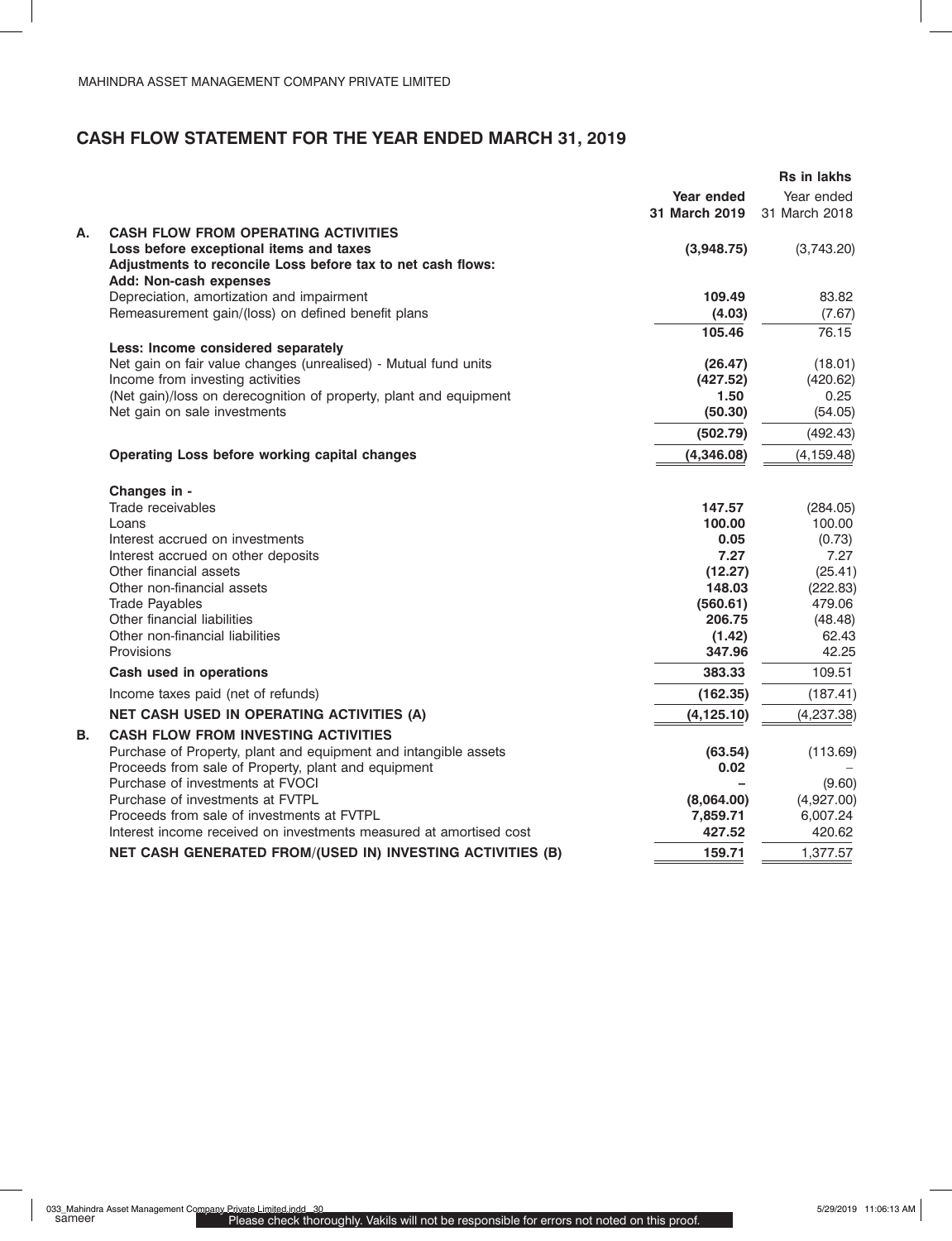MAHINDRA ASSET MANAGEMENT COMPANY PRIVATE LIMITED

## CASH FLOW STATEMENT FOR THE YEAR ENDED MARCH 31, 2019

Rs in lakhs

| | | Year ended 31 March 2019 | Year ended 31 March 2018 |
|---|---|---|---|
| **A.** | **CASH FLOW FROM OPERATING ACTIVITIES** | | |
| | **Loss before exceptional items and taxes** | **(3,948.75)** | (3,743.20) |
| | **Adjustments to reconcile Loss before tax to net cash flows:** | | |
| | **Add: Non-cash expenses** | | |
| | Depreciation, amortization and impairment | **109.49** | 83.82 |
| | Remeasurement gain/(loss) on defined benefit plans | **(4.03)** | (7.67) |
| | | **105.46** | 76.15 |
| | **Less: Income considered separately** | | |
| | Net gain on fair value changes (unrealised) - Mutual fund units | **(26.47)** | (18.01) |
| | Income from investing activities | **(427.52)** | (420.62) |
| | (Net gain)/loss on derecognition of property, plant and equipment | **1.50** | 0.25 |
| | Net gain on sale investments | **(50.30)** | (54.05) |
| | | **(502.79)** | (492.43) |
| | **Operating Loss before working capital changes** | **(4,346.08)** | (4,159.48) |
| | **Changes in -** | | |
| | Trade receivables | **147.57** | (284.05) |
| | Loans | **100.00** | 100.00 |
| | Interest accrued on investments | **0.05** | (0.73) |
| | Interest accrued on other deposits | **7.27** | 7.27 |
| | Other financial assets | **(12.27)** | (25.41) |
| | Other non-financial assets | **148.03** | (222.83) |
| | Trade Payables | **(560.61)** | 479.06 |
| | Other financial liabilities | **206.75** | (48.48) |
| | Other non-financial liabilities | **(1.42)** | 62.43 |
| | Provisions | **347.96** | 42.25 |
| | **Cash used in operations** | **383.33** | 109.51 |
| | Income taxes paid (net of refunds) | **(162.35)** | (187.41) |
| | **NET CASH USED IN OPERATING ACTIVITIES (A)** | **(4,125.10)** | (4,237.38) |
| **B.** | **CASH FLOW FROM INVESTING ACTIVITIES** | | |
| | Purchase of Property, plant and equipment and intangible assets | **(63.54)** | (113.69) |
| | Proceeds from sale of Property, plant and equipment | **0.02** | – |
| | Purchase of investments at FVOCI | **–** | (9.60) |
| | Purchase of investments at FVTPL | **(8,064.00)** | (4,927.00) |
| | Proceeds from sale of investments at FVTPL | **7,859.71** | 6,007.24 |
| | Interest income received on investments measured at amortised cost | **427.52** | 420.62 |
| | **NET CASH GENERATED FROM/(USED IN) INVESTING ACTIVITIES (B)** | **159.71** | 1,377.57 |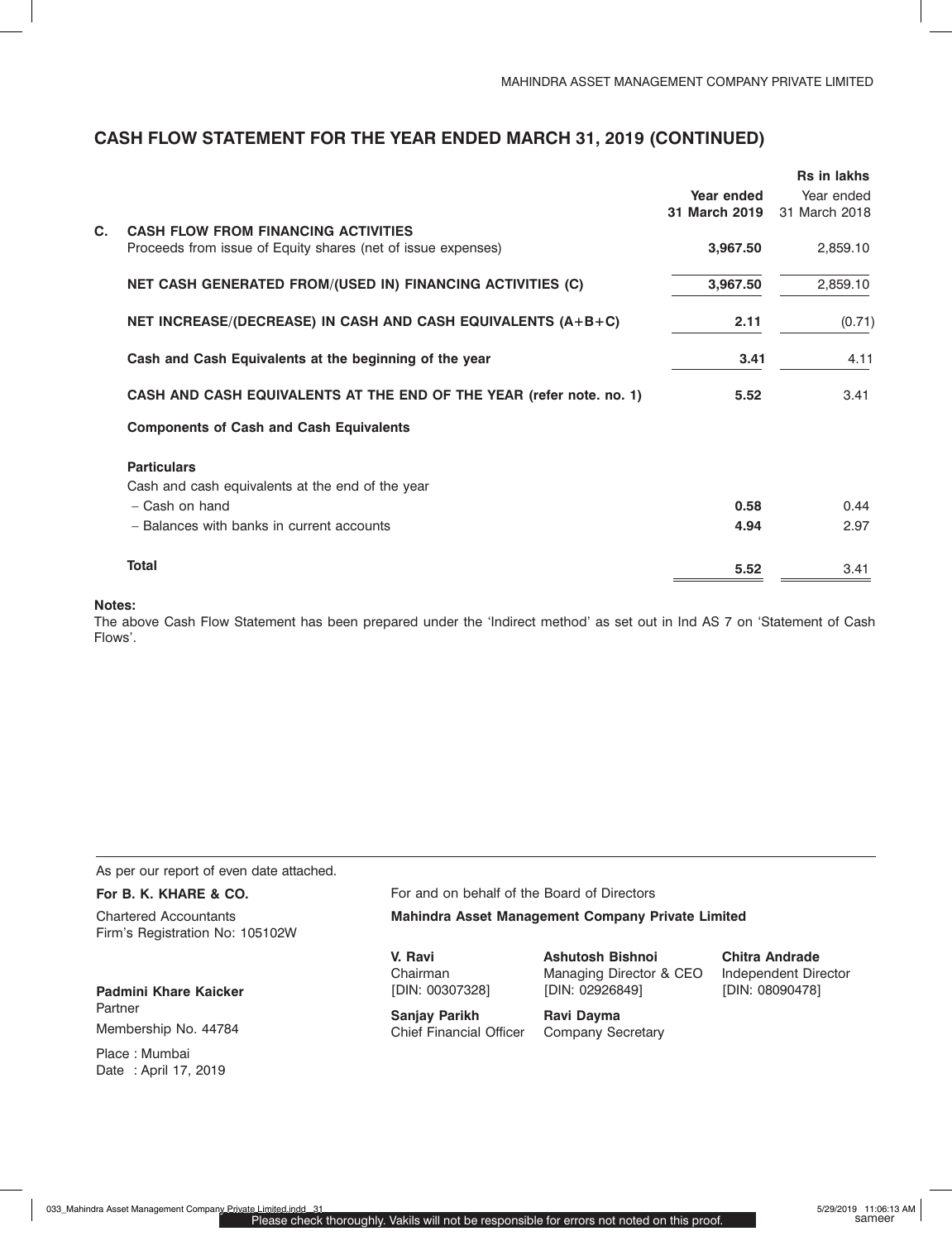## CASH FLOW STATEMENT FOR THE YEAR ENDED MARCH 31, 2019 (CONTINUED)

Rs in lakhs

| | | Year ended 31 March 2019 | Year ended 31 March 2018 |
|---|---|---|---|
| **C.** | **CASH FLOW FROM FINANCING ACTIVITIES** | | |
| | Proceeds from issue of Equity shares (net of issue expenses) | **3,967.50** | 2,859.10 |
| | **NET CASH GENERATED FROM/(USED IN) FINANCING ACTIVITIES (C)** | **3,967.50** | 2,859.10 |
| | **NET INCREASE/(DECREASE) IN CASH AND CASH EQUIVALENTS (A+B+C)** | **2.11** | (0.71) |
| | **Cash and Cash Equivalents at the beginning of the year** | **3.41** | 4.11 |
| | **CASH AND CASH EQUIVALENTS AT THE END OF THE YEAR (refer note. no. 1)** | **5.52** | 3.41 |
| | **Components of Cash and Cash Equivalents** | | |
| | **Particulars** | | |
| | Cash and cash equivalents at the end of the year | | |
| | – Cash on hand | **0.58** | 0.44 |
| | – Balances with banks in current accounts | **4.94** | 2.97 |
| | **Total** | **5.52** | 3.41 |

**Notes:**

The above Cash Flow Statement has been prepared under the 'Indirect method' as set out in Ind AS 7 on 'Statement of Cash Flows'.

As per our report of even date attached.

**For B. K. KHARE & CO.**
Chartered Accountants
Firm's Registration No: 105102W

**Padmini Khare Kaicker**
Partner
Membership No. 44784

Place : Mumbai
Date : April 17, 2019

For and on behalf of the Board of Directors
**Mahindra Asset Management Company Private Limited**

**V. Ravi**
Chairman
[DIN: 00307328]

**Ashutosh Bishnoi**
Managing Director & CEO
[DIN: 02926849]

**Chitra Andrade**
Independent Director
[DIN: 08090478]

**Sanjay Parikh**
Chief Financial Officer

**Ravi Dayma**
Company Secretary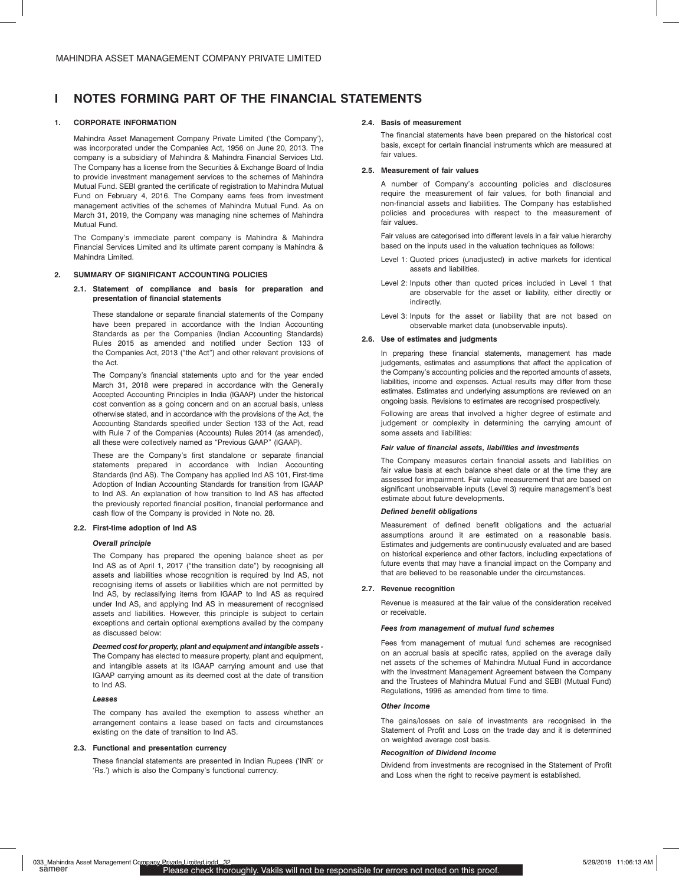# I NOTES FORMING PART OF THE FINANCIAL STATEMENTS

## 1. CORPORATE INFORMATION

Mahindra Asset Management Company Private Limited ('the Company'), was incorporated under the Companies Act, 1956 on June 20, 2013. The company is a subsidiary of Mahindra & Mahindra Financial Services Ltd. The Company has a license from the Securities & Exchange Board of India to provide investment management services to the schemes of Mahindra Mutual Fund. SEBI granted the certificate of registration to Mahindra Mutual Fund on February 4, 2016. The Company earns fees from investment management activities of the schemes of Mahindra Mutual Fund. As on March 31, 2019, the Company was managing nine schemes of Mahindra Mutual Fund.

The Company's immediate parent company is Mahindra & Mahindra Financial Services Limited and its ultimate parent company is Mahindra & Mahindra Limited.

## 2. SUMMARY OF SIGNIFICANT ACCOUNTING POLICIES

### 2.1. Statement of compliance and basis for preparation and presentation of financial statements

These standalone or separate financial statements of the Company have been prepared in accordance with the Indian Accounting Standards as per the Companies (Indian Accounting Standards) Rules 2015 as amended and notified under Section 133 of the Companies Act, 2013 ("the Act") and other relevant provisions of the Act.

The Company's financial statements upto and for the year ended March 31, 2018 were prepared in accordance with the Generally Accepted Accounting Principles in India (IGAAP) under the historical cost convention as a going concern and on an accrual basis, unless otherwise stated, and in accordance with the provisions of the Act, the Accounting Standards specified under Section 133 of the Act, read with Rule 7 of the Companies (Accounts) Rules 2014 (as amended), all these were collectively named as "Previous GAAP" (IGAAP).

These are the Company's first standalone or separate financial statements prepared in accordance with Indian Accounting Standards (Ind AS). The Company has applied Ind AS 101, First-time Adoption of Indian Accounting Standards for transition from IGAAP to Ind AS. An explanation of how transition to Ind AS has affected the previously reported financial position, financial performance and cash flow of the Company is provided in Note no. 28.

### 2.2. First-time adoption of Ind AS

***Overall principle***

The Company has prepared the opening balance sheet as per Ind AS as of April 1, 2017 ("the transition date") by recognising all assets and liabilities whose recognition is required by Ind AS, not recognising items of assets or liabilities which are not permitted by Ind AS, by reclassifying items from IGAAP to Ind AS as required under Ind AS, and applying Ind AS in measurement of recognised assets and liabilities. However, this principle is subject to certain exceptions and certain optional exemptions availed by the company as discussed below:

***Deemed cost for property, plant and equipment and intangible assets -*** The Company has elected to measure property, plant and equipment, and intangible assets at its IGAAP carrying amount and use that IGAAP carrying amount as its deemed cost at the date of transition to Ind AS.

***Leases***

The company has availed the exemption to assess whether an arrangement contains a lease based on facts and circumstances existing on the date of transition to Ind AS.

### 2.3. Functional and presentation currency

These financial statements are presented in Indian Rupees ('INR' or 'Rs.') which is also the Company's functional currency.

### 2.4. Basis of measurement

The financial statements have been prepared on the historical cost basis, except for certain financial instruments which are measured at fair values.

### 2.5. Measurement of fair values

A number of Company's accounting policies and disclosures require the measurement of fair values, for both financial and non-financial assets and liabilities. The Company has established policies and procedures with respect to the measurement of fair values.

Fair values are categorised into different levels in a fair value hierarchy based on the inputs used in the valuation techniques as follows:

- Level 1: Quoted prices (unadjusted) in active markets for identical assets and liabilities.
- Level 2: Inputs other than quoted prices included in Level 1 that are observable for the asset or liability, either directly or indirectly.
- Level 3: Inputs for the asset or liability that are not based on observable market data (unobservable inputs).

### 2.6. Use of estimates and judgments

In preparing these financial statements, management has made judgements, estimates and assumptions that affect the application of the Company's accounting policies and the reported amounts of assets, liabilities, income and expenses. Actual results may differ from these estimates. Estimates and underlying assumptions are reviewed on an ongoing basis. Revisions to estimates are recognised prospectively.

Following are areas that involved a higher degree of estimate and judgement or complexity in determining the carrying amount of some assets and liabilities:

***Fair value of financial assets, liabilities and investments***

The Company measures certain financial assets and liabilities on fair value basis at each balance sheet date or at the time they are assessed for impairment. Fair value measurement that are based on significant unobservable inputs (Level 3) require management's best estimate about future developments.

***Defined benefit obligations***

Measurement of defined benefit obligations and the actuarial assumptions around it are estimated on a reasonable basis. Estimates and judgements are continuously evaluated and are based on historical experience and other factors, including expectations of future events that may have a financial impact on the Company and that are believed to be reasonable under the circumstances.

### 2.7. Revenue recognition

Revenue is measured at the fair value of the consideration received or receivable.

***Fees from management of mutual fund schemes***

Fees from management of mutual fund schemes are recognised on an accrual basis at specific rates, applied on the average daily net assets of the schemes of Mahindra Mutual Fund in accordance with the Investment Management Agreement between the Company and the Trustees of Mahindra Mutual Fund and SEBI (Mutual Fund) Regulations, 1996 as amended from time to time.

***Other Income***

The gains/losses on sale of investments are recognised in the Statement of Profit and Loss on the trade day and it is determined on weighted average cost basis.

***Recognition of Dividend Income***

Dividend from investments are recognised in the Statement of Profit and Loss when the right to receive payment is established.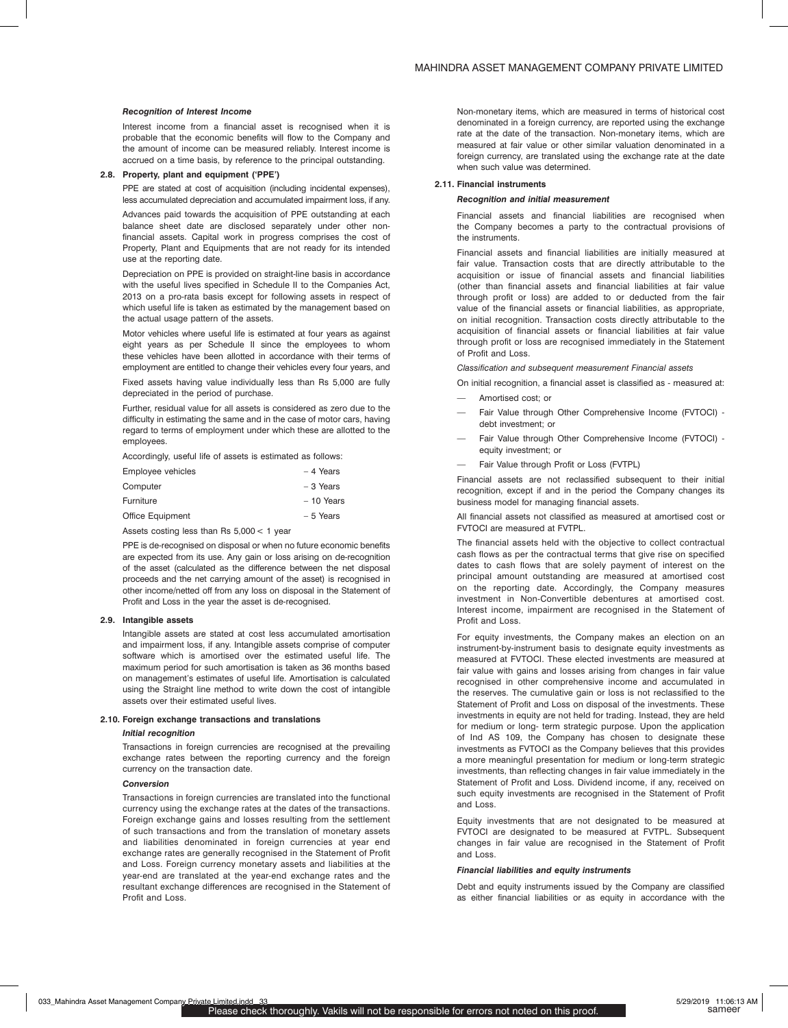***Recognition of Interest Income***

Interest income from a financial asset is recognised when it is probable that the economic benefits will flow to the Company and the amount of income can be measured reliably. Interest income is accrued on a time basis, by reference to the principal outstanding.

**2.8. Property, plant and equipment ('PPE')**

PPE are stated at cost of acquisition (including incidental expenses), less accumulated depreciation and accumulated impairment loss, if any.

Advances paid towards the acquisition of PPE outstanding at each balance sheet date are disclosed separately under other non-financial assets. Capital work in progress comprises the cost of Property, Plant and Equipments that are not ready for its intended use at the reporting date.

Depreciation on PPE is provided on straight-line basis in accordance with the useful lives specified in Schedule II to the Companies Act, 2013 on a pro-rata basis except for following assets in respect of which useful life is taken as estimated by the management based on the actual usage pattern of the assets.

Motor vehicles where useful life is estimated at four years as against eight years as per Schedule II since the employees to whom these vehicles have been allotted in accordance with their terms of employment are entitled to change their vehicles every four years, and

Fixed assets having value individually less than Rs 5,000 are fully depreciated in the period of purchase.

Further, residual value for all assets is considered as zero due to the difficulty in estimating the same and in the case of motor cars, having regard to terms of employment under which these are allotted to the employees.

Accordingly, useful life of assets is estimated as follows:

| | |
|---|---|
| Employee vehicles | – 4 Years |
| Computer | – 3 Years |
| Furniture | – 10 Years |
| Office Equipment | – 5 Years |

Assets costing less than Rs 5,000 < 1 year

PPE is de-recognised on disposal or when no future economic benefits are expected from its use. Any gain or loss arising on de-recognition of the asset (calculated as the difference between the net disposal proceeds and the net carrying amount of the asset) is recognised in other income/netted off from any loss on disposal in the Statement of Profit and Loss in the year the asset is de-recognised.

**2.9. Intangible assets**

Intangible assets are stated at cost less accumulated amortisation and impairment loss, if any. Intangible assets comprise of computer software which is amortised over the estimated useful life. The maximum period for such amortisation is taken as 36 months based on management's estimates of useful life. Amortisation is calculated using the Straight line method to write down the cost of intangible assets over their estimated useful lives.

**2.10. Foreign exchange transactions and translations**

***Initial recognition***

Transactions in foreign currencies are recognised at the prevailing exchange rates between the reporting currency and the foreign currency on the transaction date.

***Conversion***

Transactions in foreign currencies are translated into the functional currency using the exchange rates at the dates of the transactions. Foreign exchange gains and losses resulting from the settlement of such transactions and from the translation of monetary assets and liabilities denominated in foreign currencies at year end exchange rates are generally recognised in the Statement of Profit and Loss. Foreign currency monetary assets and liabilities at the year-end are translated at the year-end exchange rates and the resultant exchange differences are recognised in the Statement of Profit and Loss.

Non-monetary items, which are measured in terms of historical cost denominated in a foreign currency, are reported using the exchange rate at the date of the transaction. Non-monetary items, which are measured at fair value or other similar valuation denominated in a foreign currency, are translated using the exchange rate at the date when such value was determined.

**2.11. Financial instruments**

***Recognition and initial measurement***

Financial assets and financial liabilities are recognised when the Company becomes a party to the contractual provisions of the instruments.

Financial assets and financial liabilities are initially measured at fair value. Transaction costs that are directly attributable to the acquisition or issue of financial assets and financial liabilities (other than financial assets and financial liabilities at fair value through profit or loss) are added to or deducted from the fair value of the financial assets or financial liabilities, as appropriate, on initial recognition. Transaction costs directly attributable to the acquisition of financial assets or financial liabilities at fair value through profit or loss are recognised immediately in the Statement of Profit and Loss.

*Classification and subsequent measurement Financial assets*

On initial recognition, a financial asset is classified as - measured at:

- Amortised cost; or
- Fair Value through Other Comprehensive Income (FVTOCI) - debt investment; or
- Fair Value through Other Comprehensive Income (FVTOCI) - equity investment; or
- Fair Value through Profit or Loss (FVTPL)

Financial assets are not reclassified subsequent to their initial recognition, except if and in the period the Company changes its business model for managing financial assets.

All financial assets not classified as measured at amortised cost or FVTOCI are measured at FVTPL.

The financial assets held with the objective to collect contractual cash flows as per the contractual terms that give rise on specified dates to cash flows that are solely payment of interest on the principal amount outstanding are measured at amortised cost on the reporting date. Accordingly, the Company measures investment in Non-Convertible debentures at amortised cost. Interest income, impairment are recognised in the Statement of Profit and Loss.

For equity investments, the Company makes an election on an instrument-by-instrument basis to designate equity investments as measured at FVTOCI. These elected investments are measured at fair value with gains and losses arising from changes in fair value recognised in other comprehensive income and accumulated in the reserves. The cumulative gain or loss is not reclassified to the Statement of Profit and Loss on disposal of the investments. These investments in equity are not held for trading. Instead, they are held for medium or long- term strategic purpose. Upon the application of Ind AS 109, the Company has chosen to designate these investments as FVTOCI as the Company believes that this provides a more meaningful presentation for medium or long-term strategic investments, than reflecting changes in fair value immediately in the Statement of Profit and Loss. Dividend income, if any, received on such equity investments are recognised in the Statement of Profit and Loss.

Equity investments that are not designated to be measured at FVTOCI are designated to be measured at FVTPL. Subsequent changes in fair value are recognised in the Statement of Profit and Loss.

***Financial liabilities and equity instruments***

Debt and equity instruments issued by the Company are classified as either financial liabilities or as equity in accordance with the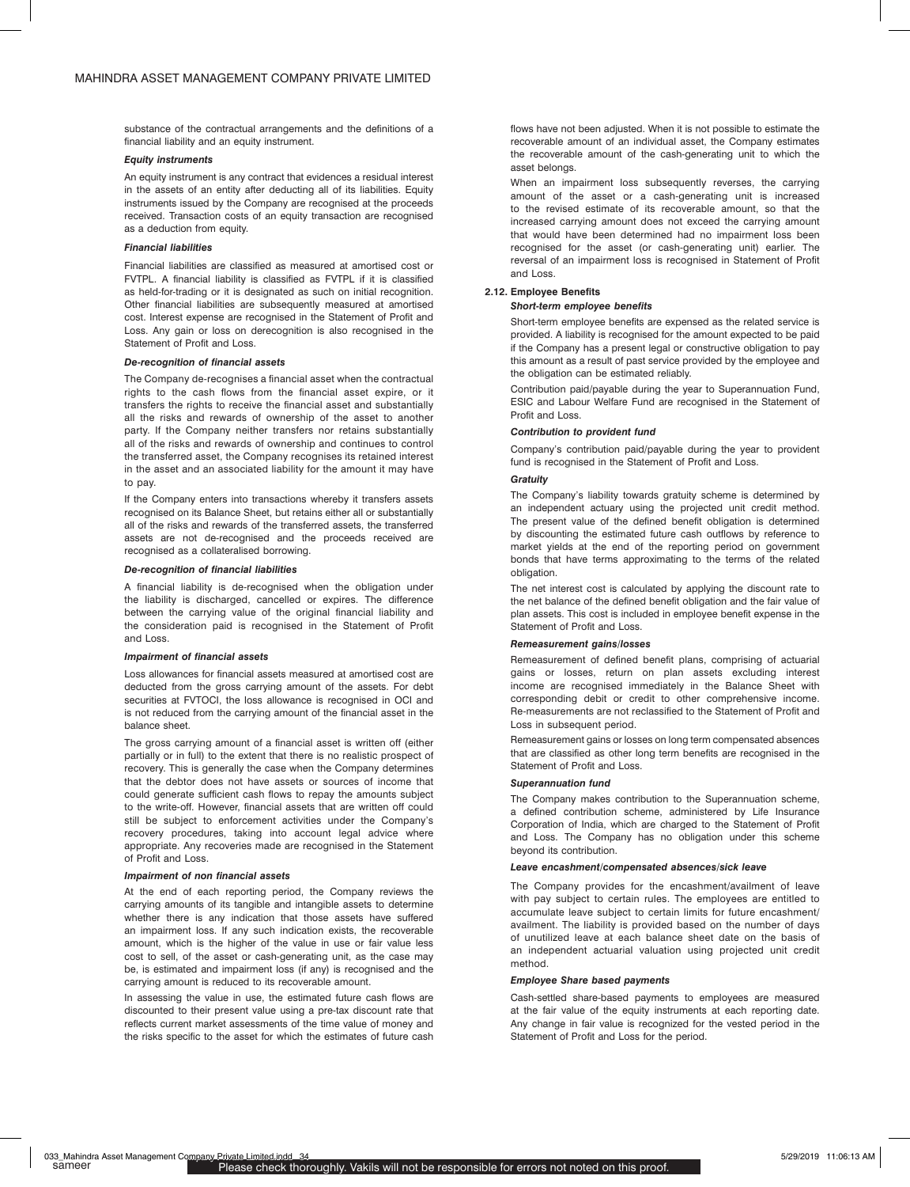substance of the contractual arrangements and the definitions of a financial liability and an equity instrument.

***Equity instruments***

An equity instrument is any contract that evidences a residual interest in the assets of an entity after deducting all of its liabilities. Equity instruments issued by the Company are recognised at the proceeds received. Transaction costs of an equity transaction are recognised as a deduction from equity.

***Financial liabilities***

Financial liabilities are classified as measured at amortised cost or FVTPL. A financial liability is classified as FVTPL if it is classified as held-for-trading or it is designated as such on initial recognition. Other financial liabilities are subsequently measured at amortised cost. Interest expense are recognised in the Statement of Profit and Loss. Any gain or loss on derecognition is also recognised in the Statement of Profit and Loss.

***De-recognition of financial assets***

The Company de-recognises a financial asset when the contractual rights to the cash flows from the financial asset expire, or it transfers the rights to receive the financial asset and substantially all the risks and rewards of ownership of the asset to another party. If the Company neither transfers nor retains substantially all of the risks and rewards of ownership and continues to control the transferred asset, the Company recognises its retained interest in the asset and an associated liability for the amount it may have to pay.

If the Company enters into transactions whereby it transfers assets recognised on its Balance Sheet, but retains either all or substantially all of the risks and rewards of the transferred assets, the transferred assets are not de-recognised and the proceeds received are recognised as a collateralised borrowing.

***De-recognition of financial liabilities***

A financial liability is de-recognised when the obligation under the liability is discharged, cancelled or expires. The difference between the carrying value of the original financial liability and the consideration paid is recognised in the Statement of Profit and Loss.

***Impairment of financial assets***

Loss allowances for financial assets measured at amortised cost are deducted from the gross carrying amount of the assets. For debt securities at FVTOCI, the loss allowance is recognised in OCI and is not reduced from the carrying amount of the financial asset in the balance sheet.

The gross carrying amount of a financial asset is written off (either partially or in full) to the extent that there is no realistic prospect of recovery. This is generally the case when the Company determines that the debtor does not have assets or sources of income that could generate sufficient cash flows to repay the amounts subject to the write-off. However, financial assets that are written off could still be subject to enforcement activities under the Company's recovery procedures, taking into account legal advice where appropriate. Any recoveries made are recognised in the Statement of Profit and Loss.

***Impairment of non financial assets***

At the end of each reporting period, the Company reviews the carrying amounts of its tangible and intangible assets to determine whether there is any indication that those assets have suffered an impairment loss. If any such indication exists, the recoverable amount, which is the higher of the value in use or fair value less cost to sell, of the asset or cash-generating unit, as the case may be, is estimated and impairment loss (if any) is recognised and the carrying amount is reduced to its recoverable amount.

In assessing the value in use, the estimated future cash flows are discounted to their present value using a pre-tax discount rate that reflects current market assessments of the time value of money and the risks specific to the asset for which the estimates of future cash flows have not been adjusted. When it is not possible to estimate the recoverable amount of an individual asset, the Company estimates the recoverable amount of the cash-generating unit to which the asset belongs.

When an impairment loss subsequently reverses, the carrying amount of the asset or a cash-generating unit is increased to the revised estimate of its recoverable amount, so that the increased carrying amount does not exceed the carrying amount that would have been determined had no impairment loss been recognised for the asset (or cash-generating unit) earlier. The reversal of an impairment loss is recognised in Statement of Profit and Loss.

**2.12. Employee Benefits**

***Short-term employee benefits***

Short-term employee benefits are expensed as the related service is provided. A liability is recognised for the amount expected to be paid if the Company has a present legal or constructive obligation to pay this amount as a result of past service provided by the employee and the obligation can be estimated reliably.

Contribution paid/payable during the year to Superannuation Fund, ESIC and Labour Welfare Fund are recognised in the Statement of Profit and Loss.

***Contribution to provident fund***

Company's contribution paid/payable during the year to provident fund is recognised in the Statement of Profit and Loss.

***Gratuity***

The Company's liability towards gratuity scheme is determined by an independent actuary using the projected unit credit method. The present value of the defined benefit obligation is determined by discounting the estimated future cash outflows by reference to market yields at the end of the reporting period on government bonds that have terms approximating to the terms of the related obligation.

The net interest cost is calculated by applying the discount rate to the net balance of the defined benefit obligation and the fair value of plan assets. This cost is included in employee benefit expense in the Statement of Profit and Loss.

***Remeasurement gains/losses***

Remeasurement of defined benefit plans, comprising of actuarial gains or losses, return on plan assets excluding interest income are recognised immediately in the Balance Sheet with corresponding debit or credit to other comprehensive income. Re-measurements are not reclassified to the Statement of Profit and Loss in subsequent period.

Remeasurement gains or losses on long term compensated absences that are classified as other long term benefits are recognised in the Statement of Profit and Loss.

***Superannuation fund***

The Company makes contribution to the Superannuation scheme, a defined contribution scheme, administered by Life Insurance Corporation of India, which are charged to the Statement of Profit and Loss. The Company has no obligation under this scheme beyond its contribution.

***Leave encashment/compensated absences/sick leave***

The Company provides for the encashment/availment of leave with pay subject to certain rules. The employees are entitled to accumulate leave subject to certain limits for future encashment/ availment. The liability is provided based on the number of days of unutilized leave at each balance sheet date on the basis of an independent actuarial valuation using projected unit credit method.

***Employee Share based payments***

Cash-settled share-based payments to employees are measured at the fair value of the equity instruments at each reporting date. Any change in fair value is recognized for the vested period in the Statement of Profit and Loss for the period.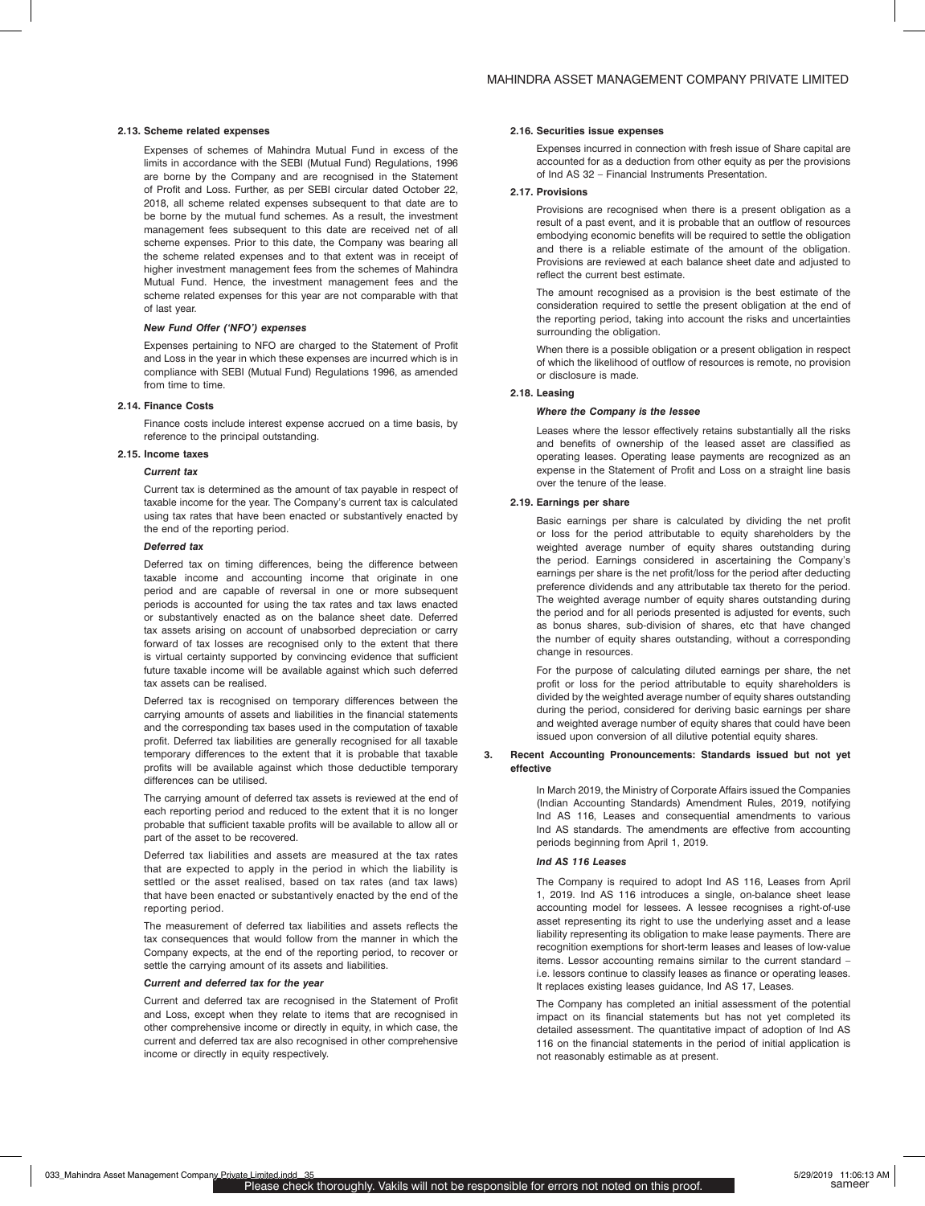### 2.13. Scheme related expenses

Expenses of schemes of Mahindra Mutual Fund in excess of the limits in accordance with the SEBI (Mutual Fund) Regulations, 1996 are borne by the Company and are recognised in the Statement of Profit and Loss. Further, as per SEBI circular dated October 22, 2018, all scheme related expenses subsequent to that date are to be borne by the mutual fund schemes. As a result, the investment management fees subsequent to this date are received net of all scheme expenses. Prior to this date, the Company was bearing all the scheme related expenses and to that extent was in receipt of higher investment management fees from the schemes of Mahindra Mutual Fund. Hence, the investment management fees and the scheme related expenses for this year are not comparable with that of last year.

***New Fund Offer ('NFO') expenses***

Expenses pertaining to NFO are charged to the Statement of Profit and Loss in the year in which these expenses are incurred which is in compliance with SEBI (Mutual Fund) Regulations 1996, as amended from time to time.

### 2.14. Finance Costs

Finance costs include interest expense accrued on a time basis, by reference to the principal outstanding.

### 2.15. Income taxes

***Current tax***

Current tax is determined as the amount of tax payable in respect of taxable income for the year. The Company's current tax is calculated using tax rates that have been enacted or substantively enacted by the end of the reporting period.

***Deferred tax***

Deferred tax on timing differences, being the difference between taxable income and accounting income that originate in one period and are capable of reversal in one or more subsequent periods is accounted for using the tax rates and tax laws enacted or substantively enacted as on the balance sheet date. Deferred tax assets arising on account of unabsorbed depreciation or carry forward of tax losses are recognised only to the extent that there is virtual certainty supported by convincing evidence that sufficient future taxable income will be available against which such deferred tax assets can be realised.

Deferred tax is recognised on temporary differences between the carrying amounts of assets and liabilities in the financial statements and the corresponding tax bases used in the computation of taxable profit. Deferred tax liabilities are generally recognised for all taxable temporary differences to the extent that it is probable that taxable profits will be available against which those deductible temporary differences can be utilised.

The carrying amount of deferred tax assets is reviewed at the end of each reporting period and reduced to the extent that it is no longer probable that sufficient taxable profits will be available to allow all or part of the asset to be recovered.

Deferred tax liabilities and assets are measured at the tax rates that are expected to apply in the period in which the liability is settled or the asset realised, based on tax rates (and tax laws) that have been enacted or substantively enacted by the end of the reporting period.

The measurement of deferred tax liabilities and assets reflects the tax consequences that would follow from the manner in which the Company expects, at the end of the reporting period, to recover or settle the carrying amount of its assets and liabilities.

***Current and deferred tax for the year***

Current and deferred tax are recognised in the Statement of Profit and Loss, except when they relate to items that are recognised in other comprehensive income or directly in equity, in which case, the current and deferred tax are also recognised in other comprehensive income or directly in equity respectively.

### 2.16. Securities issue expenses

Expenses incurred in connection with fresh issue of Share capital are accounted for as a deduction from other equity as per the provisions of Ind AS 32 – Financial Instruments Presentation.

### 2.17. Provisions

Provisions are recognised when there is a present obligation as a result of a past event, and it is probable that an outflow of resources embodying economic benefits will be required to settle the obligation and there is a reliable estimate of the amount of the obligation. Provisions are reviewed at each balance sheet date and adjusted to reflect the current best estimate.

The amount recognised as a provision is the best estimate of the consideration required to settle the present obligation at the end of the reporting period, taking into account the risks and uncertainties surrounding the obligation.

When there is a possible obligation or a present obligation in respect of which the likelihood of outflow of resources is remote, no provision or disclosure is made.

### 2.18. Leasing

***Where the Company is the lessee***

Leases where the lessor effectively retains substantially all the risks and benefits of ownership of the leased asset are classified as operating leases. Operating lease payments are recognized as an expense in the Statement of Profit and Loss on a straight line basis over the tenure of the lease.

### 2.19. Earnings per share

Basic earnings per share is calculated by dividing the net profit or loss for the period attributable to equity shareholders by the weighted average number of equity shares outstanding during the period. Earnings considered in ascertaining the Company's earnings per share is the net profit/loss for the period after deducting preference dividends and any attributable tax thereto for the period. The weighted average number of equity shares outstanding during the period and for all periods presented is adjusted for events, such as bonus shares, sub-division of shares, etc that have changed the number of equity shares outstanding, without a corresponding change in resources.

For the purpose of calculating diluted earnings per share, the net profit or loss for the period attributable to equity shareholders is divided by the weighted average number of equity shares outstanding during the period, considered for deriving basic earnings per share and weighted average number of equity shares that could have been issued upon conversion of all dilutive potential equity shares.

## 3. Recent Accounting Pronouncements: Standards issued but not yet effective

In March 2019, the Ministry of Corporate Affairs issued the Companies (Indian Accounting Standards) Amendment Rules, 2019, notifying Ind AS 116, Leases and consequential amendments to various Ind AS standards. The amendments are effective from accounting periods beginning from April 1, 2019.

***Ind AS 116 Leases***

The Company is required to adopt Ind AS 116, Leases from April 1, 2019. Ind AS 116 introduces a single, on-balance sheet lease accounting model for lessees. A lessee recognises a right-of-use asset representing its right to use the underlying asset and a lease liability representing its obligation to make lease payments. There are recognition exemptions for short-term leases and leases of low-value items. Lessor accounting remains similar to the current standard – i.e. lessors continue to classify leases as finance or operating leases. It replaces existing leases guidance, Ind AS 17, Leases.

The Company has completed an initial assessment of the potential impact on its financial statements but has not yet completed its detailed assessment. The quantitative impact of adoption of Ind AS 116 on the financial statements in the period of initial application is not reasonably estimable as at present.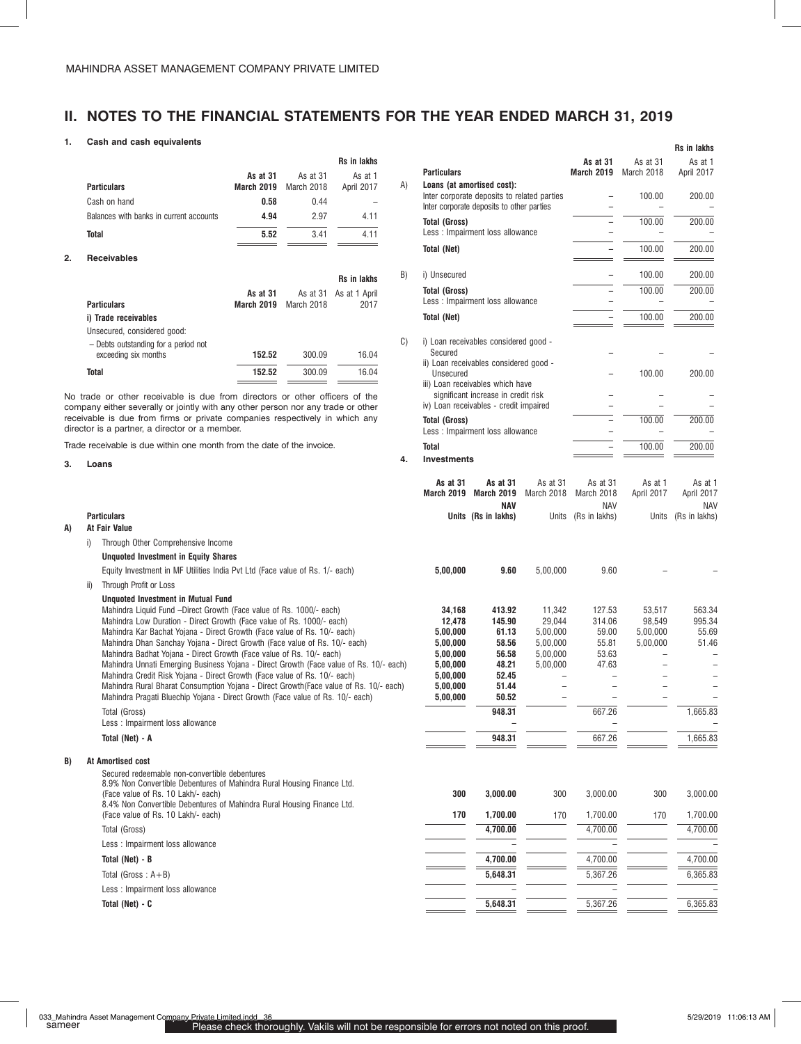# II. NOTES TO THE FINANCIAL STATEMENTS FOR THE YEAR ENDED MARCH 31, 2019

## 1. Cash and cash equivalents

Rs in lakhs

| Particulars | As at 31 March 2019 | As at 31 March 2018 | As at 1 April 2017 |
|---|---|---|---|
| Cash on hand | **0.58** | 0.44 | – |
| Balances with banks in current accounts | **4.94** | 2.97 | 4.11 |
| **Total** | **5.52** | 3.41 | 4.11 |

## 2. Receivables

Rs in lakhs

| Particulars | As at 31 March 2019 | As at 31 March 2018 | As at 1 April 2017 |
|---|---|---|---|
| **i) Trade receivables** | | | |
| Unsecured, considered good: | | | |
| – Debts outstanding for a period not exceeding six months | **152.52** | 300.09 | 16.04 |
| **Total** | **152.52** | 300.09 | 16.04 |

No trade or other receivable is due from directors or other officers of the company either severally or jointly with any other person nor any trade or other receivable is due from firms or private companies respectively in which any director is a partner, a director or a member.

Trade receivable is due within one month from the date of the invoice.

## 3. Loans

Rs in lakhs

| | Particulars | As at 31 March 2019 | As at 31 March 2018 | As at 1 April 2017 |
|---|---|---|---|---|
| A) | **Loans (at amortised cost):** | | | |
| | Inter corporate deposits to related parties | – | 100.00 | 200.00 |
| | Inter corporate deposits to other parties | – | – | – |
| | **Total (Gross)** | – | 100.00 | 200.00 |
| | Less : Impairment loss allowance | – | – | – |
| | **Total (Net)** | – | 100.00 | 200.00 |
| B) | i) Unsecured | – | 100.00 | 200.00 |
| | **Total (Gross)** | – | 100.00 | 200.00 |
| | Less : Impairment loss allowance | – | – | – |
| | **Total (Net)** | – | 100.00 | 200.00 |
| C) | i) Loan receivables considered good - Secured | – | – | – |
| | ii) Loan receivables considered good - Unsecured | – | 100.00 | 200.00 |
| | iii) Loan receivables which have significant increase in credit risk | – | – | – |
| | iv) Loan receivables - credit impaired | – | – | – |
| | **Total (Gross)** | – | 100.00 | 200.00 |
| | Less : Impairment loss allowance | – | – | – |
| | **Total** | – | 100.00 | 200.00 |

## 4. Investments

| Particulars | As at 31 March 2019 Units | As at 31 March 2019 NAV (Rs in lakhs) | As at 31 March 2018 Units | As at 31 March 2018 NAV (Rs in lakhs) | As at 1 April 2017 Units | As at 1 April 2017 NAV (Rs in lakhs) |
|---|---|---|---|---|---|---|
| **A) At Fair Value** | | | | | | |
| i) Through Other Comprehensive Income | | | | | | |
| **Unquoted Investment in Equity Shares** | | | | | | |
| Equity Investment in MF Utilities India Pvt Ltd (Face value of Rs. 1/- each) | **5,00,000** | **9.60** | 5,00,000 | 9.60 | – | – |
| ii) Through Profit or Loss | | | | | | |
| **Unquoted Investment in Mutual Fund** | | | | | | |
| Mahindra Liquid Fund –Direct Growth (Face value of Rs. 1000/- each) | **34,168** | **413.92** | 11,342 | 127.53 | 53,517 | 563.34 |
| Mahindra Low Duration - Direct Growth (Face value of Rs. 1000/- each) | **12,478** | **145.90** | 29,044 | 314.06 | 98,549 | 995.34 |
| Mahindra Kar Bachat Yojana - Direct Growth (Face value of Rs. 10/- each) | **5,00,000** | **61.13** | 5,00,000 | 59.00 | 5,00,000 | 55.69 |
| Mahindra Dhan Sanchay Yojana - Direct Growth (Face value of Rs. 10/- each) | **5,00,000** | **58.56** | 5,00,000 | 55.81 | 5,00,000 | 51.46 |
| Mahindra Badhat Yojana - Direct Growth (Face value of Rs. 10/- each) | **5,00,000** | **56.58** | 5,00,000 | 53.63 | – | – |
| Mahindra Unnati Emerging Business Yojana - Direct Growth (Face value of Rs. 10/- each) | **5,00,000** | **48.21** | 5,00,000 | 47.63 | – | – |
| Mahindra Credit Risk Yojana - Direct Growth (Face value of Rs. 10/- each) | **5,00,000** | **52.45** | – | – | – | – |
| Mahindra Rural Bharat Consumption Yojana - Direct Growth(Face value of Rs. 10/- each) | **5,00,000** | **51.44** | – | – | – | – |
| Mahindra Pragati Bluechip Yojana - Direct Growth (Face value of Rs. 10/- each) | **5,00,000** | **50.52** | – | – | – | – |
| Total (Gross) | | **948.31** | | 667.26 | | 1,665.83 |
| Less : Impairment loss allowance | | – | | – | | – |
| **Total (Net) - A** | | **948.31** | | 667.26 | | 1,665.83 |
| **B) At Amortised cost** | | | | | | |
| Secured redeemable non-convertible debentures | | | | | | |
| 8.9% Non Convertible Debentures of Mahindra Rural Housing Finance Ltd. (Face value of Rs. 10 Lakh/- each) | **300** | **3,000.00** | 300 | 3,000.00 | 300 | 3,000.00 |
| 8.4% Non Convertible Debentures of Mahindra Rural Housing Finance Ltd. (Face value of Rs. 10 Lakh/- each) | **170** | **1,700.00** | 170 | 1,700.00 | 170 | 1,700.00 |
| Total (Gross) | | **4,700.00** | | 4,700.00 | | 4,700.00 |
| Less : Impairment loss allowance | | – | | – | | – |
| **Total (Net) - B** | | **4,700.00** | | 4,700.00 | | 4,700.00 |
| Total (Gross : A+B) | | **5,648.31** | | 5,367.26 | | 6,365.83 |
| Less : Impairment loss allowance | | – | | – | | – |
| **Total (Net) - C** | | **5,648.31** | | 5,367.26 | | 6,365.83 |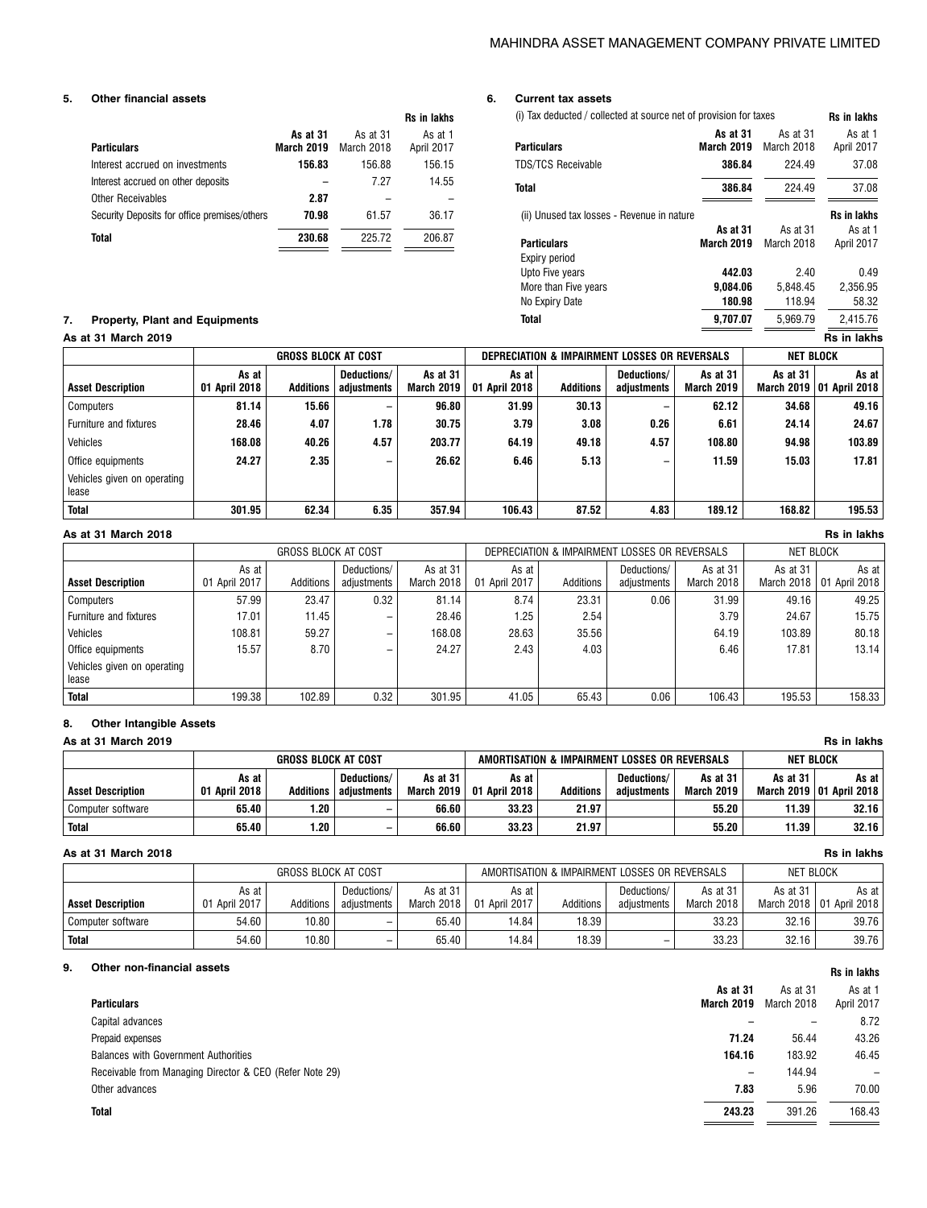### 5. Other financial assets

Rs in lakhs

| Particulars | As at 31 March 2019 | As at 31 March 2018 | As at 1 April 2017 |
|---|---|---|---|
| Interest accrued on investments | **156.83** | 156.88 | 156.15 |
| Interest accrued on other deposits | – | 7.27 | 14.55 |
| Other Receivables | **2.87** | – | – |
| Security Deposits for office premises/others | **70.98** | 61.57 | 36.17 |
| **Total** | **230.68** | 225.72 | 206.87 |

### 6. Current tax assets

(i) Tax deducted / collected at source net of provision for taxes

Rs in lakhs

| Particulars | As at 31 March 2019 | As at 31 March 2018 | As at 1 April 2017 |
|---|---|---|---|
| TDS/TCS Receivable | **386.84** | 224.49 | 37.08 |
| **Total** | **386.84** | 224.49 | 37.08 |

(ii) Unused tax losses - Revenue in nature

Rs in lakhs

| Particulars | As at 31 March 2019 | As at 31 March 2018 | As at 1 April 2017 |
|---|---|---|---|
| Expiry period | | | |
| Upto Five years | **442.03** | 2.40 | 0.49 |
| More than Five years | **9,084.06** | 5,848.45 | 2,356.95 |
| No Expiry Date | **180.98** | 118.94 | 58.32 |
| **Total** | **9,707.07** | 5,969.79 | 2,415.76 |

### 7. Property, Plant and Equipments

**As at 31 March 2019**

Rs in lakhs

| | GROSS BLOCK AT COST | | | | DEPRECIATION & IMPAIRMENT LOSSES OR REVERSALS | | | | NET BLOCK | |
|---|---|---|---|---|---|---|---|---|---|---|
| **Asset Description** | **As at 01 April 2018** | **Additions** | **Deductions/ adjustments** | **As at 31 March 2019** | **As at 01 April 2018** | **Additions** | **Deductions/ adjustments** | **As at 31 March 2019** | **As at 31 March 2019** | **As at 01 April 2018** |
| Computers | **81.14** | **15.66** | **–** | **96.80** | **31.99** | **30.13** | **–** | **62.12** | **34.68** | **49.16** |
| Furniture and fixtures | **28.46** | **4.07** | **1.78** | **30.75** | **3.79** | **3.08** | **0.26** | **6.61** | **24.14** | **24.67** |
| Vehicles | **168.08** | **40.26** | **4.57** | **203.77** | **64.19** | **49.18** | **4.57** | **108.80** | **94.98** | **103.89** |
| Office equipments | **24.27** | **2.35** | **–** | **26.62** | **6.46** | **5.13** | **–** | **11.59** | **15.03** | **17.81** |
| Vehicles given on operating lease | | | | | | | | | | |
| **Total** | **301.95** | **62.34** | **6.35** | **357.94** | **106.43** | **87.52** | **4.83** | **189.12** | **168.82** | **195.53** |

**As at 31 March 2018**

Rs in lakhs

| | GROSS BLOCK AT COST | | | | DEPRECIATION & IMPAIRMENT LOSSES OR REVERSALS | | | | NET BLOCK | |
|---|---|---|---|---|---|---|---|---|---|---|
| **Asset Description** | As at 01 April 2017 | Additions | Deductions/ adjustments | As at 31 March 2018 | As at 01 April 2017 | Additions | Deductions/ adjustments | As at 31 March 2018 | As at 31 March 2018 | As at 01 April 2018 |
| Computers | 57.99 | 23.47 | 0.32 | 81.14 | 8.74 | 23.31 | 0.06 | 31.99 | 49.16 | 49.25 |
| Furniture and fixtures | 17.01 | 11.45 | – | 28.46 | 1.25 | 2.54 | | 3.79 | 24.67 | 15.75 |
| Vehicles | 108.81 | 59.27 | – | 168.08 | 28.63 | 35.56 | | 64.19 | 103.89 | 80.18 |
| Office equipments | 15.57 | 8.70 | – | 24.27 | 2.43 | 4.03 | | 6.46 | 17.81 | 13.14 |
| Vehicles given on operating lease | | | | | | | | | | |
| **Total** | 199.38 | 102.89 | 0.32 | 301.95 | 41.05 | 65.43 | 0.06 | 106.43 | 195.53 | 158.33 |

### 8. Other Intangible Assets

**As at 31 March 2019**

Rs in lakhs

| | GROSS BLOCK AT COST | | | | AMORTISATION & IMPAIRMENT LOSSES OR REVERSALS | | | | NET BLOCK | |
|---|---|---|---|---|---|---|---|---|---|---|
| **Asset Description** | **As at 01 April 2018** | **Additions** | **Deductions/ adjustments** | **As at 31 March 2019** | **As at 01 April 2018** | **Additions** | **Deductions/ adjustments** | **As at 31 March 2019** | **As at 31 March 2019** | **As at 01 April 2018** |
| Computer software | **65.40** | **1.20** | **–** | **66.60** | **33.23** | **21.97** | | **55.20** | **11.39** | **32.16** |
| **Total** | **65.40** | **1.20** | **–** | **66.60** | **33.23** | **21.97** | | **55.20** | **11.39** | **32.16** |

**As at 31 March 2018**

Rs in lakhs

| | GROSS BLOCK AT COST | | | | AMORTISATION & IMPAIRMENT LOSSES OR REVERSALS | | | | NET BLOCK | |
|---|---|---|---|---|---|---|---|---|---|---|
| **Asset Description** | As at 01 April 2017 | Additions | Deductions/ adjustments | As at 31 March 2018 | As at 01 April 2017 | Additions | Deductions/ adjustments | As at 31 March 2018 | As at 31 March 2018 | As at 01 April 2018 |
| Computer software | 54.60 | 10.80 | – | 65.40 | 14.84 | 18.39 | | 33.23 | 32.16 | 39.76 |
| **Total** | 54.60 | 10.80 | – | 65.40 | 14.84 | 18.39 | – | 33.23 | 32.16 | 39.76 |

### 9. Other non-financial assets

Rs in lakhs

| Particulars | As at 31 March 2019 | As at 31 March 2018 | As at 1 April 2017 |
|---|---|---|---|
| Capital advances | – | – | 8.72 |
| Prepaid expenses | **71.24** | 56.44 | 43.26 |
| Balances with Government Authorities | **164.16** | 183.92 | 46.45 |
| Receivable from Managing Director & CEO (Refer Note 29) | **–** | 144.94 | – |
| Other advances | **7.83** | 5.96 | 70.00 |
| **Total** | **243.23** | 391.26 | 168.43 |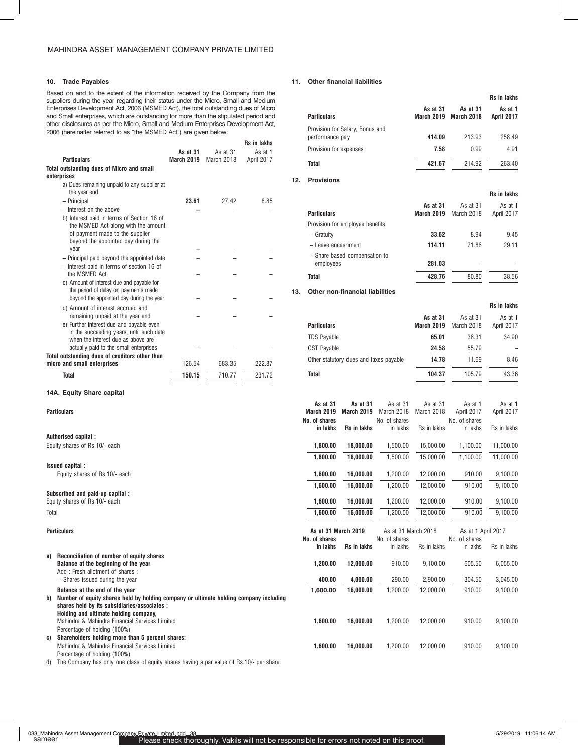## 10. Trade Payables

Based on and to the extent of the information received by the Company from the suppliers during the year regarding their status under the Micro, Small and Medium Enterprises Development Act, 2006 (MSMED Act), the total outstanding dues of Micro and Small enterprises, which are outstanding for more than the stipulated period and other disclosures as per the Micro, Small and Medium Enterprises Development Act, 2006 (hereinafter referred to as "the MSMED Act") are given below:

Rs in lakhs

| Particulars | As at 31 March 2019 | As at 31 March 2018 | As at 1 April 2017 |
|---|---|---|---|
| **Total outstanding dues of Micro and small enterprises** | | | |
| a) Dues remaining unpaid to any supplier at the year end | | | |
| – Principal | **23.61** | 27.42 | 8.85 |
| – Interest on the above | **–** | – | – |
| b) Interest paid in terms of Section 16 of the MSMED Act along with the amount of payment made to the supplier beyond the appointed day during the year | **–** | – | – |
| – Principal paid beyond the appointed date | – | – | – |
| – Interest paid in terms of section 16 of the MSMED Act | – | – | – |
| c) Amount of interest due and payable for the period of delay on payments made beyond the appointed day during the year | – | – | – |
| d) Amount of interest accrued and remaining unpaid at the year end | – | – | – |
| e) Further interest due and payable even in the succeeding years, until such date when the interest due as above are actually paid to the small enterprises | – | – | – |
| **Total outstanding dues of creditors other than micro and small enterprises** | 126.54 | 683.35 | 222.87 |
| **Total** | 150.15 | 710.77 | 231.72 |

## 11. Other financial liabilities

Rs in lakhs

| Particulars | As at 31 March 2019 | As at 31 March 2018 | As at 1 April 2017 |
|---|---|---|---|
| Provision for Salary, Bonus and performance pay | **414.09** | 213.93 | 258.49 |
| Provision for expenses | **7.58** | 0.99 | 4.91 |
| **Total** | **421.67** | 214.92 | 263.40 |

## 12. Provisions

Rs in lakhs

| Particulars | As at 31 March 2019 | As at 31 March 2018 | As at 1 April 2017 |
|---|---|---|---|
| Provision for employee benefits | | | |
| – Gratuity | **33.62** | 8.94 | 9.45 |
| – Leave encashment | **114.11** | 71.86 | 29.11 |
| – Share based compensation to employees | **281.03** | – | – |
| **Total** | **428.76** | 80.80 | 38.56 |

## 13. Other non-financial liabilities

Rs in lakhs

| Particulars | As at 31 March 2019 | As at 31 March 2018 | As at 1 April 2017 |
|---|---|---|---|
| TDS Payable | **65.01** | 38.31 | 34.90 |
| GST Payable | **24.58** | 55.79 | – |
| Other statutory dues and taxes payable | **14.78** | 11.69 | 8.46 |
| **Total** | **104.37** | 105.79 | 43.36 |

## 14A. Equity Share capital

| Particulars | As at 31 March 2019 No. of shares in lakhs | As at 31 March 2019 Rs in lakhs | As at 31 March 2018 No. of shares in lakhs | As at 31 March 2018 Rs in lakhs | As at 1 April 2017 No. of shares in lakhs | As at 1 April 2017 Rs in lakhs |
|---|---|---|---|---|---|---|
| **Authorised capital :** | | | | | | |
| Equity shares of Rs.10/- each | **1,800.00** | **18,000.00** | 1,500.00 | 15,000.00 | 1,100.00 | 11,000.00 |
| | **1,800.00** | **18,000.00** | 1,500.00 | 15,000.00 | 1,100.00 | 11,000.00 |
| **Issued capital :** | | | | | | |
| Equity shares of Rs.10/- each | **1,600.00** | **16,000.00** | 1,200.00 | 12,000.00 | 910.00 | 9,100.00 |
| | **1,600.00** | **16,000.00** | 1,200.00 | 12,000.00 | 910.00 | 9,100.00 |
| **Subscribed and paid-up capital :** | | | | | | |
| Equity shares of Rs.10/- each | **1,600.00** | **16,000.00** | 1,200.00 | 12,000.00 | 910.00 | 9,100.00 |
| Total | **1,600.00** | **16,000.00** | 1,200.00 | 12,000.00 | 910.00 | 9,100.00 |

| Particulars | As at 31 March 2019 | | As at 31 March 2018 | | As at 1 April 2017 | |
|---|---|---|---|---|---|---|
| | No. of shares in lakhs | Rs in lakhs | No. of shares in lakhs | Rs in lakhs | No. of shares in lakhs | Rs in lakhs |
| **a) Reconciliation of number of equity shares** | | | | | | |
| **Balance at the beginning of the year** | **1,200.00** | **12,000.00** | 910.00 | 9,100.00 | 605.50 | 6,055.00 |
| Add : Fresh allotment of shares : | | | | | | |
| - Shares issued during the year | **400.00** | **4,000.00** | 290.00 | 2,900.00 | 304.50 | 3,045.00 |
| **Balance at the end of the year** | **1,600.00** | **16,000.00** | 1,200.00 | 12,000.00 | 910.00 | 9,100.00 |
| **b) Number of equity shares held by holding company or ultimate holding company including shares held by its subsidiaries/associates :** | | | | | | |
| **Holding and ultimate holding company,** | | | | | | |
| Mahindra & Mahindra Financial Services Limited | **1,600.00** | **16,000.00** | 1,200.00 | 12,000.00 | 910.00 | 9,100.00 |
| Percentage of holding (100%) | | | | | | |
| **c) Shareholders holding more than 5 percent shares:** | | | | | | |
| Mahindra & Mahindra Financial Services Limited | **1,600.00** | **16,000.00** | 1,200.00 | 12,000.00 | 910.00 | 9,100.00 |
| Percentage of holding (100%) | | | | | | |

d) The Company has only one class of equity shares having a par value of Rs.10/- per share.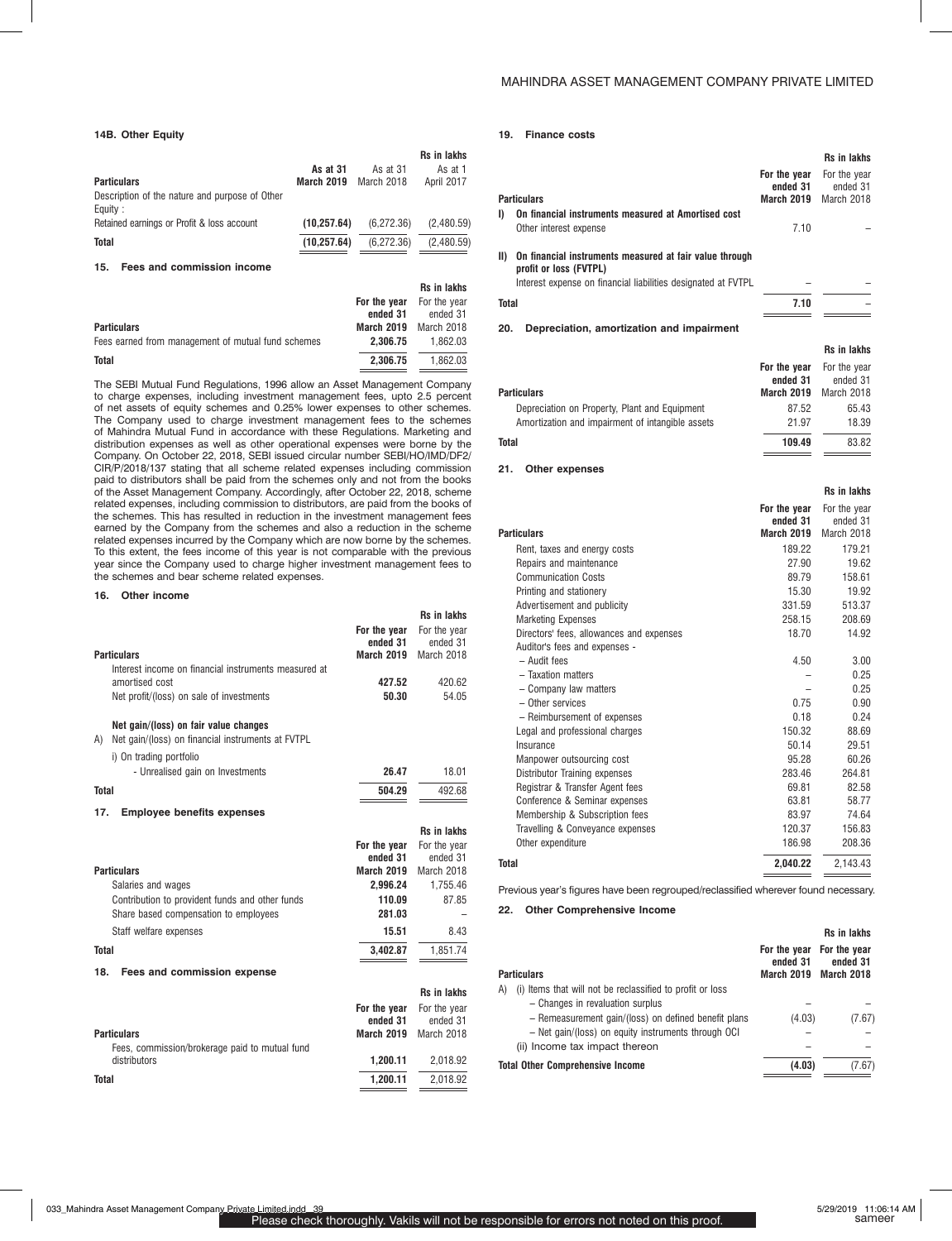### 14B. Other Equity

Rs in lakhs

| Particulars | As at 31 March 2019 | As at 31 March 2018 | As at 1 April 2017 |
|---|---|---|---|
| Description of the nature and purpose of Other Equity : | | | |
| Retained earnings or Profit & loss account | **(10,257.64)** | (6,272.36) | (2,480.59) |
| **Total** | **(10,257.64)** | (6,272.36) | (2,480.59) |

### 15. Fees and commission income

Rs in lakhs

| Particulars | For the year ended 31 March 2019 | For the year ended 31 March 2018 |
|---|---|---|
| Fees earned from management of mutual fund schemes | **2,306.75** | 1,862.03 |
| **Total** | **2,306.75** | 1,862.03 |

The SEBI Mutual Fund Regulations, 1996 allow an Asset Management Company to charge expenses, including investment management fees, upto 2.5 percent of net assets of equity schemes and 0.25% lower expenses to other schemes. The Company used to charge investment management fees to the schemes of Mahindra Mutual Fund in accordance with these Regulations. Marketing and distribution expenses as well as other operational expenses were borne by the Company. On October 22, 2018, SEBI issued circular number SEBI/HO/IMD/DF2/CIR/P/2018/137 stating that all scheme related expenses including commission paid to distributors shall be paid from the schemes only and not from the books of the Asset Management Company. Accordingly, after October 22, 2018, scheme related expenses, including commission to distributors, are paid from the books of the schemes. This has resulted in reduction in the investment management fees earned by the Company from the schemes and also a reduction in the scheme related expenses incurred by the Company which are now borne by the schemes. To this extent, the fees income of this year is not comparable with the previous year since the Company used to charge higher investment management fees to the schemes and bear scheme related expenses.

### 16. Other income

Rs in lakhs

| Particulars | For the year ended 31 March 2019 | For the year ended 31 March 2018 |
|---|---|---|
| Interest income on financial instruments measured at amortised cost | **427.52** | 420.62 |
| Net profit/(loss) on sale of investments | **50.30** | 54.05 |
| **Net gain/(loss) on fair value changes** | | |
| A) Net gain/(loss) on financial instruments at FVTPL | | |
| i) On trading portfolio | | |
| - Unrealised gain on Investments | **26.47** | 18.01 |
| **Total** | **504.29** | 492.68 |

### 17. Employee benefits expenses

Rs in lakhs

| Particulars | For the year ended 31 March 2019 | For the year ended 31 March 2018 |
|---|---|---|
| Salaries and wages | **2,996.24** | 1,755.46 |
| Contribution to provident funds and other funds | **110.09** | 87.85 |
| Share based compensation to employees | **281.03** | – |
| Staff welfare expenses | **15.51** | 8.43 |
| **Total** | **3,402.87** | 1,851.74 |

### 18. Fees and commission expense

Rs in lakhs

| Particulars | For the year ended 31 March 2019 | For the year ended 31 March 2018 |
|---|---|---|
| Fees, commission/brokerage paid to mutual fund distributors | **1,200.11** | 2,018.92 |
| **Total** | **1,200.11** | 2,018.92 |

### 19. Finance costs

Rs in lakhs

| Particulars | For the year ended 31 March 2019 | For the year ended 31 March 2018 |
|---|---|---|
| **I) On financial instruments measured at Amortised cost** | | |
| Other interest expense | 7.10 | – |
| **II) On financial instruments measured at fair value through profit or loss (FVTPL)** | | |
| Interest expense on financial liabilities designated at FVTPL | – | – |
| **Total** | **7.10** | – |

### 20. Depreciation, amortization and impairment

Rs in lakhs

| Particulars | For the year ended 31 March 2019 | For the year ended 31 March 2018 |
|---|---|---|
| Depreciation on Property, Plant and Equipment | 87.52 | 65.43 |
| Amortization and impairment of intangible assets | 21.97 | 18.39 |
| **Total** | **109.49** | 83.82 |

### 21. Other expenses

Rs in lakhs

| Particulars | For the year ended 31 March 2019 | For the year ended 31 March 2018 |
|---|---|---|
| Rent, taxes and energy costs | 189.22 | 179.21 |
| Repairs and maintenance | 27.90 | 19.62 |
| Communication Costs | 89.79 | 158.61 |
| Printing and stationery | 15.30 | 19.92 |
| Advertisement and publicity | 331.59 | 513.37 |
| Marketing Expenses | 258.15 | 208.69 |
| Directors' fees, allowances and expenses | 18.70 | 14.92 |
| Auditor's fees and expenses - | | |
| – Audit fees | 4.50 | 3.00 |
| – Taxation matters | – | 0.25 |
| – Company law matters | – | 0.25 |
| – Other services | 0.75 | 0.90 |
| – Reimbursement of expenses | 0.18 | 0.24 |
| Legal and professional charges | 150.32 | 88.69 |
| Insurance | 50.14 | 29.51 |
| Manpower outsourcing cost | 95.28 | 60.26 |
| Distributor Training expenses | 283.46 | 264.81 |
| Registrar & Transfer Agent fees | 69.81 | 82.58 |
| Conference & Seminar expenses | 63.81 | 58.77 |
| Membership & Subscription fees | 83.97 | 74.64 |
| Travelling & Conveyance expenses | 120.37 | 156.83 |
| Other expenditure | 186.98 | 208.36 |
| **Total** | **2,040.22** | 2,143.43 |

Previous year's figures have been regrouped/reclassified wherever found necessary.

### 22. Other Comprehensive Income

Rs in lakhs

| Particulars | For the year ended 31 March 2019 | For the year ended 31 March 2018 |
|---|---|---|
| A) (i) Items that will not be reclassified to profit or loss | | |
| – Changes in revaluation surplus | – | – |
| – Remeasurement gain/(loss) on defined benefit plans | (4.03) | (7.67) |
| – Net gain/(loss) on equity instruments through OCI | – | – |
| (ii) Income tax impact thereon | – | – |
| **Total Other Comprehensive Income** | **(4.03)** | (7.67) |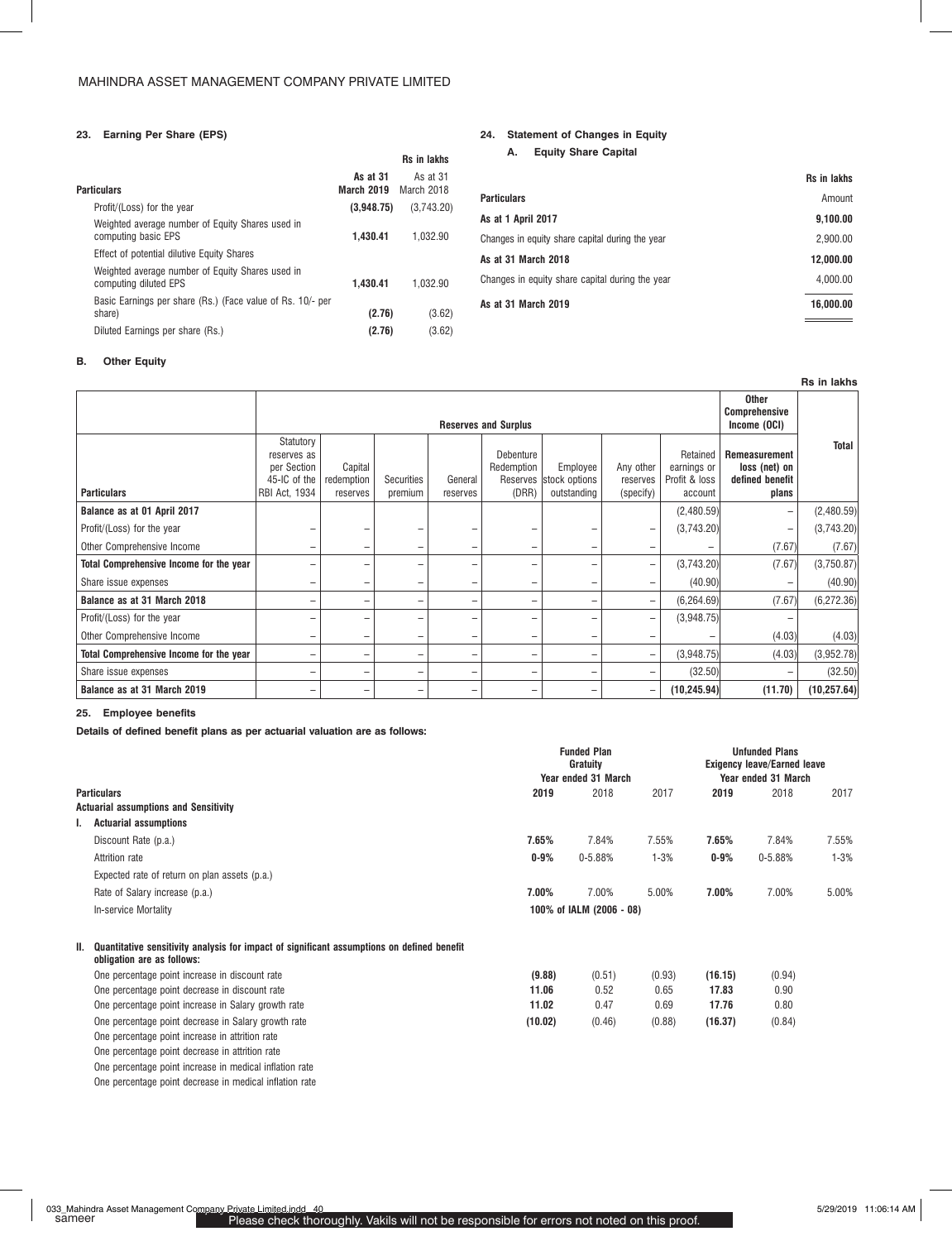## 23. Earning Per Share (EPS)

Rs in lakhs

| Particulars | As at 31 March 2019 | As at 31 March 2018 |
|---|---|---|
| Profit/(Loss) for the year | **(3,948.75)** | (3,743.20) |
| Weighted average number of Equity Shares used in computing basic EPS | **1,430.41** | 1,032.90 |
| Effect of potential dilutive Equity Shares | | |
| Weighted average number of Equity Shares used in computing diluted EPS | **1,430.41** | 1,032.90 |
| Basic Earnings per share (Rs.) (Face value of Rs. 10/- per share) | **(2.76)** | (3.62) |
| Diluted Earnings per share (Rs.) | **(2.76)** | (3.62) |

## 24. Statement of Changes in Equity

### A. Equity Share Capital

Rs in lakhs

| Particulars | Amount |
|---|---|
| **As at 1 April 2017** | **9,100.00** |
| Changes in equity share capital during the year | 2,900.00 |
| **As at 31 March 2018** | **12,000.00** |
| Changes in equity share capital during the year | 4,000.00 |
| **As at 31 March 2019** | **16,000.00** |

### B. Other Equity

Rs in lakhs

| | Reserves and Surplus | | | | | | | | Other Comprehensive Income (OCI) | Total |
|---|---|---|---|---|---|---|---|---|---|---|
| **Particulars** | Statutory reserves as per Section 45-IC of the RBI Act, 1934 | Capital redemption reserves | Securities premium | General reserves | Debenture Redemption Reserves (DRR) | Employee stock options outstanding | Any other reserves (specify) | Retained earnings or Profit & loss account | **Remeasurement loss (net) on defined benefit plans** | |
| **Balance as at 01 April 2017** | | | | | | | | (2,480.59) | – | (2,480.59) |
| Profit/(Loss) for the year | – | – | – | – | – | – | – | (3,743.20) | – | (3,743.20) |
| Other Comprehensive Income | – | – | – | – | – | – | – | – | (7.67) | (7.67) |
| **Total Comprehensive Income for the year** | – | – | – | – | – | – | – | (3,743.20) | (7.67) | (3,750.87) |
| Share issue expenses | – | – | – | – | – | – | – | (40.90) | – | (40.90) |
| **Balance as at 31 March 2018** | – | – | – | – | – | – | – | (6,264.69) | (7.67) | (6,272.36) |
| Profit/(Loss) for the year | – | – | – | – | – | – | – | (3,948.75) | – | |
| Other Comprehensive Income | – | – | – | – | – | – | – | – | (4.03) | (4.03) |
| **Total Comprehensive Income for the year** | – | – | – | – | – | – | – | (3,948.75) | (4.03) | (3,952.78) |
| Share issue expenses | – | – | – | – | – | – | – | (32.50) | – | (32.50) |
| **Balance as at 31 March 2019** | – | – | – | – | – | – | – | **(10,245.94)** | **(11.70)** | **(10,257.64)** |

## 25. Employee benefits

**Details of defined benefit plans as per actuarial valuation are as follows:**

| Particulars | Funded Plan Gratuity Year ended 31 March | | | Unfunded Plans Exigency leave/Earned leave Year ended 31 March | | |
|---|---|---|---|---|---|---|
| | **2019** | 2018 | 2017 | **2019** | 2018 | 2017 |
| **Actuarial assumptions and Sensitivity** | | | | | | |
| **I. Actuarial assumptions** | | | | | | |
| Discount Rate (p.a.) | **7.65%** | 7.84% | 7.55% | **7.65%** | 7.84% | 7.55% |
| Attrition rate | **0-9%** | 0-5.88% | 1-3% | **0-9%** | 0-5.88% | 1-3% |
| Expected rate of return on plan assets (p.a.) | | | | | | |
| Rate of Salary increase (p.a.) | **7.00%** | 7.00% | 5.00% | **7.00%** | 7.00% | 5.00% |
| In-service Mortality | | 100% of IALM (2006 - 08) | | | | |
| **II. Quantitative sensitivity analysis for impact of significant assumptions on defined benefit obligation are as follows:** | | | | | | |
| One percentage point increase in discount rate | **(9.88)** | (0.51) | (0.93) | **(16.15)** | (0.94) | |
| One percentage point decrease in discount rate | **11.06** | 0.52 | 0.65 | **17.83** | 0.90 | |
| One percentage point increase in Salary growth rate | **11.02** | 0.47 | 0.69 | **17.76** | 0.80 | |
| One percentage point decrease in Salary growth rate | **(10.02)** | (0.46) | (0.88) | **(16.37)** | (0.84) | |
| One percentage point increase in attrition rate | | | | | | |
| One percentage point decrease in attrition rate | | | | | | |
| One percentage point increase in medical inflation rate | | | | | | |
| One percentage point decrease in medical inflation rate | | | | | | |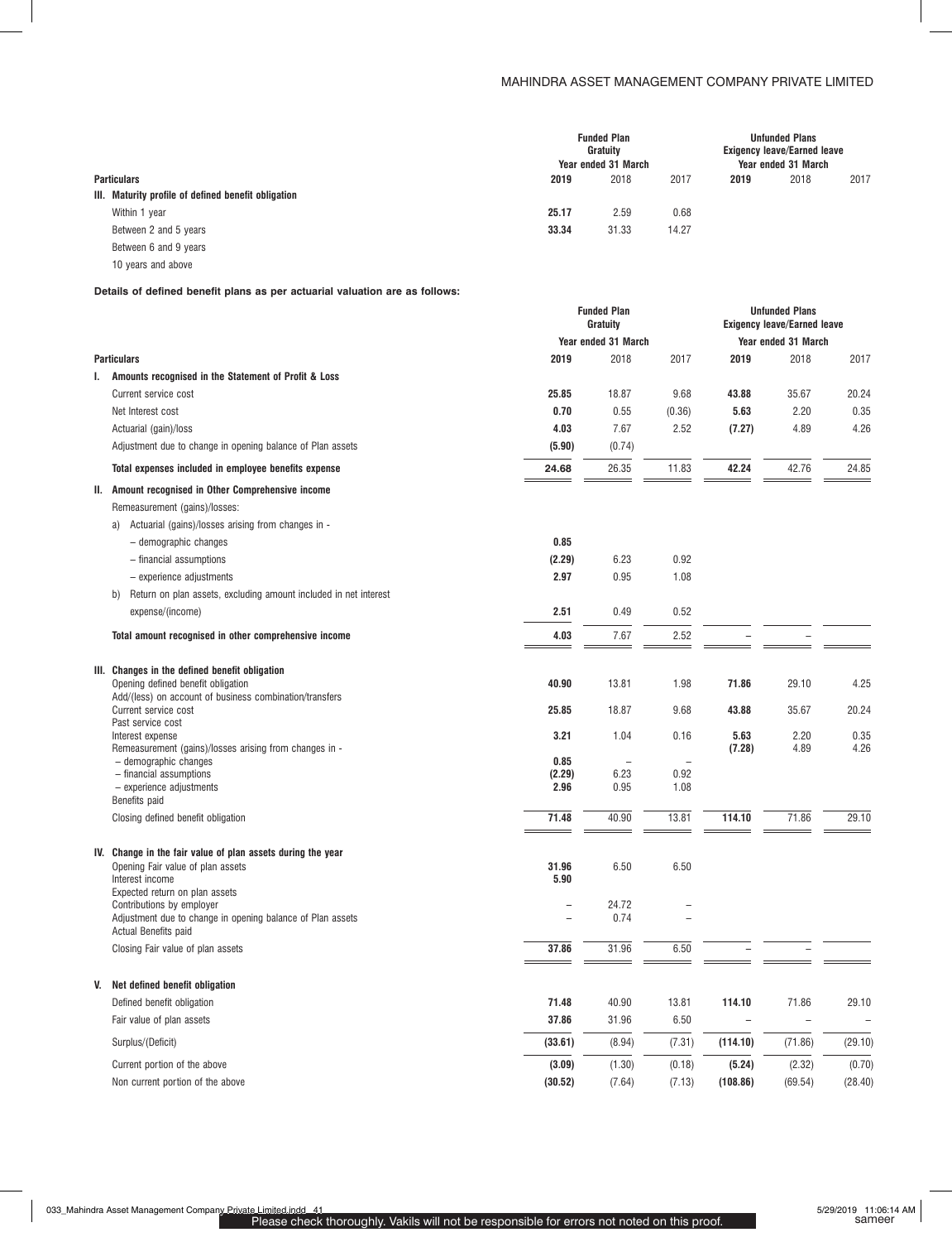| Particulars | Funded Plan Gratuity Year ended 31 March | | | Unfunded Plans Exigency leave/Earned leave Year ended 31 March | | |
|---|---|---|---|---|---|---|
| | **2019** | 2018 | 2017 | **2019** | 2018 | 2017 |
| **III. Maturity profile of defined benefit obligation** | | | | | | |
| Within 1 year | **25.17** | 2.59 | 0.68 | | | |
| Between 2 and 5 years | **33.34** | 31.33 | 14.27 | | | |
| Between 6 and 9 years | | | | | | |
| 10 years and above | | | | | | |

**Details of defined benefit plans as per actuarial valuation are as follows:**

| Particulars | Funded Plan Gratuity Year ended 31 March | | | Unfunded Plans Exigency leave/Earned leave Year ended 31 March | | |
|---|---|---|---|---|---|---|
| | **2019** | 2018 | 2017 | **2019** | 2018 | 2017 |
| **I. Amounts recognised in the Statement of Profit & Loss** | | | | | | |
| Current service cost | **25.85** | 18.87 | 9.68 | **43.88** | 35.67 | 20.24 |
| Net Interest cost | **0.70** | 0.55 | (0.36) | **5.63** | 2.20 | 0.35 |
| Actuarial (gain)/loss | **4.03** | 7.67 | 2.52 | **(7.27)** | 4.89 | 4.26 |
| Adjustment due to change in opening balance of Plan assets | **(5.90)** | (0.74) | | | | |
| **Total expenses included in employee benefits expense** | **24.68** | 26.35 | 11.83 | **42.24** | 42.76 | 24.85 |
| **II. Amount recognised in Other Comprehensive income** | | | | | | |
| Remeasurement (gains)/losses: | | | | | | |
| a) Actuarial (gains)/losses arising from changes in - | | | | | | |
| – demographic changes | **0.85** | | | | | |
| – financial assumptions | **(2.29)** | 6.23 | 0.92 | | | |
| – experience adjustments | **2.97** | 0.95 | 1.08 | | | |
| b) Return on plan assets, excluding amount included in net interest expense/(income) | **2.51** | 0.49 | 0.52 | | | |
| **Total amount recognised in other comprehensive income** | **4.03** | 7.67 | 2.52 | – | – | |
| **III. Changes in the defined benefit obligation** | | | | | | |
| Opening defined benefit obligation | **40.90** | 13.81 | 1.98 | **71.86** | 29.10 | 4.25 |
| Add/(less) on account of business combination/transfers | | | | | | |
| Current service cost | **25.85** | 18.87 | 9.68 | **43.88** | 35.67 | 20.24 |
| Past service cost | | | | | | |
| Interest expense | **3.21** | 1.04 | 0.16 | **5.63** | 2.20 | 0.35 |
| Remeasurement (gains)/losses arising from changes in - | | | | **(7.28)** | 4.89 | 4.26 |
| – demographic changes | **0.85** | – | – | | | |
| – financial assumptions | **(2.29)** | 6.23 | 0.92 | | | |
| – experience adjustments | **2.96** | 0.95 | 1.08 | | | |
| Benefits paid | | | | | | |
| Closing defined benefit obligation | **71.48** | 40.90 | 13.81 | **114.10** | 71.86 | 29.10 |
| **IV. Change in the fair value of plan assets during the year** | | | | | | |
| Opening Fair value of plan assets | **31.96** | 6.50 | 6.50 | | | |
| Interest income | **5.90** | | | | | |
| Expected return on plan assets | | | | | | |
| Contributions by employer | – | 24.72 | – | | | |
| Adjustment due to change in opening balance of Plan assets | – | 0.74 | – | | | |
| Actual Benefits paid | | | | | | |
| Closing Fair value of plan assets | **37.86** | 31.96 | 6.50 | – | – | |
| **V. Net defined benefit obligation** | | | | | | |
| Defined benefit obligation | **71.48** | 40.90 | 13.81 | **114.10** | 71.86 | 29.10 |
| Fair value of plan assets | **37.86** | 31.96 | 6.50 | – | – | – |
| Surplus/(Deficit) | **(33.61)** | (8.94) | (7.31) | **(114.10)** | (71.86) | (29.10) |
| Current portion of the above | **(3.09)** | (1.30) | (0.18) | **(5.24)** | (2.32) | (0.70) |
| Non current portion of the above | **(30.52)** | (7.64) | (7.13) | **(108.86)** | (69.54) | (28.40) |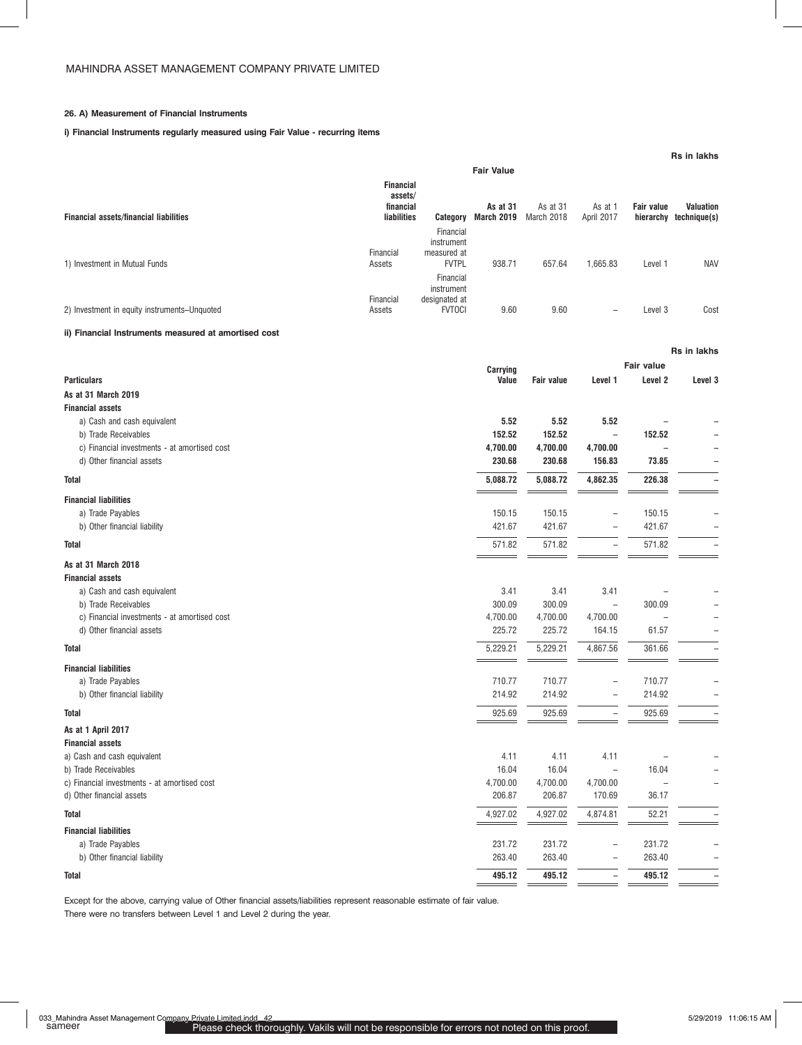MAHINDRA ASSET MANAGEMENT COMPANY PRIVATE LIMITED

**26. A) Measurement of Financial Instruments**

**i) Financial Instruments regularly measured using Fair Value - recurring items**

**Rs in lakhs**

| Financial assets/financial liabilities | Financial assets/ financial liabilities | Category | Fair Value | | | Fair value hierarchy | Valuation technique(s) |
|---|---|---|---|---|---|---|---|
| | | | **As at 31 March 2019** | As at 31 March 2018 | As at 1 April 2017 | | |
| 1) Investment in Mutual Funds | Financial Assets | Financial instrument measured at FVTPL | 938.71 | 657.64 | 1,665.83 | Level 1 | NAV |
| 2) Investment in equity instruments–Unquoted | Financial Assets | Financial instrument designated at FVTOCI | 9.60 | 9.60 | – | Level 3 | Cost |

**ii) Financial Instruments measured at amortised cost**

**Rs in lakhs**

| Particulars | Carrying Value | Fair value | Fair value | | |
|---|---|---|---|---|---|
| | | | Level 1 | Level 2 | Level 3 |
| **As at 31 March 2019** | | | | | |
| **Financial assets** | | | | | |
| a) Cash and cash equivalent | **5.52** | **5.52** | **5.52** | – | – |
| b) Trade Receivables | **152.52** | **152.52** | – | **152.52** | – |
| c) Financial investments - at amortised cost | **4,700.00** | **4,700.00** | **4,700.00** | – | – |
| d) Other financial assets | **230.68** | **230.68** | **156.83** | **73.85** | – |
| **Total** | **5,088.72** | **5,088.72** | **4,862.35** | **226.38** | – |
| **Financial liabilities** | | | | | |
| a) Trade Payables | 150.15 | 150.15 | – | 150.15 | – |
| b) Other financial liability | 421.67 | 421.67 | – | 421.67 | – |
| **Total** | 571.82 | 571.82 | – | 571.82 | – |
| **As at 31 March 2018** | | | | | |
| **Financial assets** | | | | | |
| a) Cash and cash equivalent | 3.41 | 3.41 | 3.41 | – | – |
| b) Trade Receivables | 300.09 | 300.09 | – | 300.09 | – |
| c) Financial investments - at amortised cost | 4,700.00 | 4,700.00 | 4,700.00 | – | – |
| d) Other financial assets | 225.72 | 225.72 | 164.15 | 61.57 | – |
| **Total** | 5,229.21 | 5,229.21 | 4,867.56 | 361.66 | – |
| **Financial liabilities** | | | | | |
| a) Trade Payables | 710.77 | 710.77 | – | 710.77 | – |
| b) Other financial liability | 214.92 | 214.92 | – | 214.92 | – |
| **Total** | 925.69 | 925.69 | – | 925.69 | – |
| **As at 1 April 2017** | | | | | |
| **Financial assets** | | | | | |
| a) Cash and cash equivalent | 4.11 | 4.11 | 4.11 | – | – |
| b) Trade Receivables | 16.04 | 16.04 | – | 16.04 | – |
| c) Financial investments - at amortised cost | 4,700.00 | 4,700.00 | 4,700.00 | – | – |
| d) Other financial assets | 206.87 | 206.87 | 170.69 | 36.17 | |
| **Total** | 4,927.02 | 4,927.02 | 4,874.81 | 52.21 | – |
| **Financial liabilities** | | | | | |
| a) Trade Payables | 231.72 | 231.72 | – | 231.72 | – |
| b) Other financial liability | 263.40 | 263.40 | – | 263.40 | – |
| **Total** | **495.12** | **495.12** | – | **495.12** | – |

Except for the above, carrying value of Other financial assets/liabilities represent reasonable estimate of fair value.

There were no transfers between Level 1 and Level 2 during the year.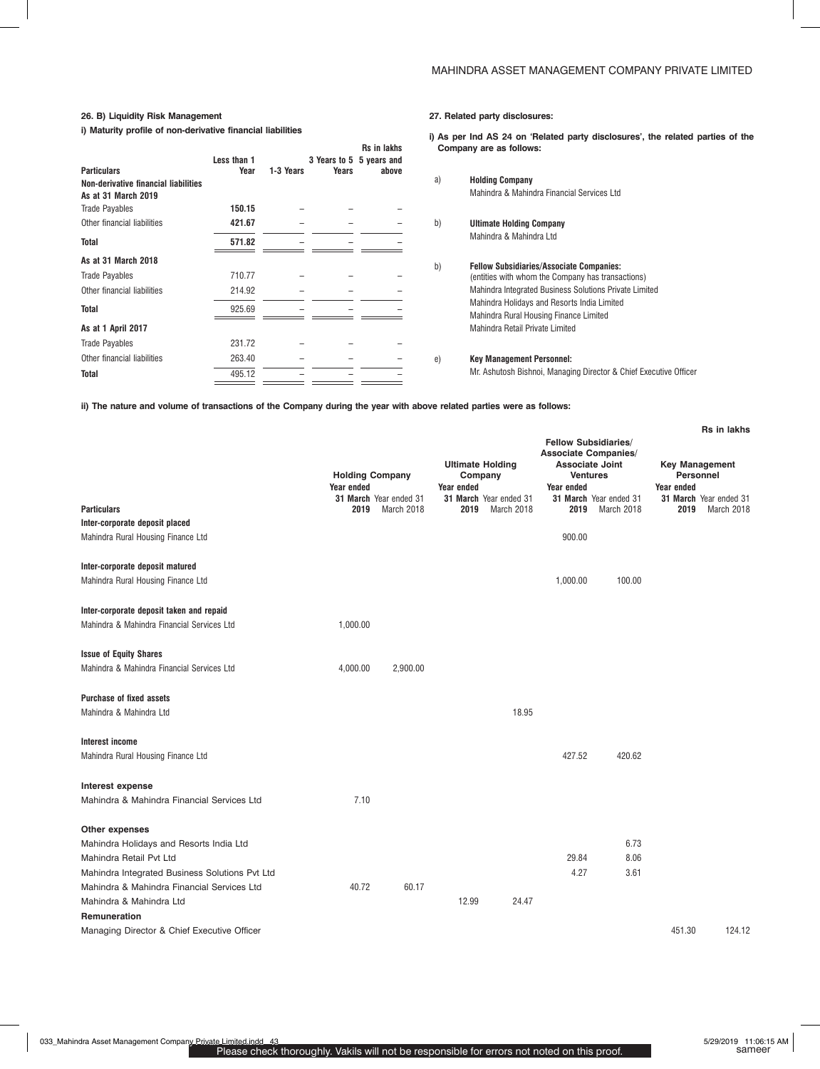### 26. B) Liquidity Risk Management

**i) Maturity profile of non-derivative financial liabilities**

Rs in lakhs

| Particulars | Less than 1 Year | 1-3 Years | 3 Years to 5 Years | 5 years and above |
|---|---|---|---|---|
| **Non-derivative financial liabilities** | | | | |
| **As at 31 March 2019** | | | | |
| Trade Payables | **150.15** | – | – | – |
| Other financial liabilities | **421.67** | – | – | – |
| **Total** | **571.82** | – | – | – |
| **As at 31 March 2018** | | | | |
| Trade Payables | 710.77 | – | – | – |
| Other financial liabilities | 214.92 | – | – | – |
| **Total** | 925.69 | – | – | – |
| **As at 1 April 2017** | | | | |
| Trade Payables | 231.72 | – | – | – |
| Other financial liabilities | 263.40 | – | – | – |
| **Total** | 495.12 | – | – | – |

### 27. Related party disclosures:

**i) As per Ind AS 24 on 'Related party disclosures', the related parties of the Company are as follows:**

a) **Holding Company**
Mahindra & Mahindra Financial Services Ltd

b) **Ultimate Holding Company**
Mahindra & Mahindra Ltd

b) **Fellow Subsidiaries/Associate Companies:**
(entities with whom the Company has transactions)
Mahindra Integrated Business Solutions Private Limited
Mahindra Holidays and Resorts India Limited
Mahindra Rural Housing Finance Limited
Mahindra Retail Private Limited

e) **Key Management Personnel:**
Mr. Ashutosh Bishnoi, Managing Director & Chief Executive Officer

**ii) The nature and volume of transactions of the Company during the year with above related parties were as follows:**

Rs in lakhs

| Particulars | Holding Company | | Ultimate Holding Company | | Fellow Subsidiaries/ Associate Companies/ Associate Joint Ventures | | Key Management Personnel | |
|---|---|---|---|---|---|---|---|---|
| | **Year ended 31 March 2019** | Year ended 31 March 2018 | **Year ended 31 March 2019** | Year ended 31 March 2018 | **Year ended 31 March 2019** | Year ended 31 March 2018 | **Year ended 31 March 2019** | Year ended 31 March 2018 |
| **Inter-corporate deposit placed** | | | | | | | | |
| Mahindra Rural Housing Finance Ltd | | | | | 900.00 | | | |
| **Inter-corporate deposit matured** | | | | | | | | |
| Mahindra Rural Housing Finance Ltd | | | | | 1,000.00 | 100.00 | | |
| **Inter-corporate deposit taken and repaid** | | | | | | | | |
| Mahindra & Mahindra Financial Services Ltd | 1,000.00 | | | | | | | |
| **Issue of Equity Shares** | | | | | | | | |
| Mahindra & Mahindra Financial Services Ltd | 4,000.00 | 2,900.00 | | | | | | |
| **Purchase of fixed assets** | | | | | | | | |
| Mahindra & Mahindra Ltd | | | | 18.95 | | | | |
| **Interest income** | | | | | | | | |
| Mahindra Rural Housing Finance Ltd | | | | | 427.52 | 420.62 | | |
| **Interest expense** | | | | | | | | |
| Mahindra & Mahindra Financial Services Ltd | 7.10 | | | | | | | |
| **Other expenses** | | | | | | | | |
| Mahindra Holidays and Resorts India Ltd | | | | | | 6.73 | | |
| Mahindra Retail Pvt Ltd | | | | | 29.84 | 8.06 | | |
| Mahindra Integrated Business Solutions Pvt Ltd | | | | | 4.27 | 3.61 | | |
| Mahindra & Mahindra Financial Services Ltd | 40.72 | 60.17 | | | | | | |
| Mahindra & Mahindra Ltd | | | 12.99 | 24.47 | | | | |
| **Remuneration** | | | | | | | | |
| Managing Director & Chief Executive Officer | | | | | | | 451.30 | 124.12 |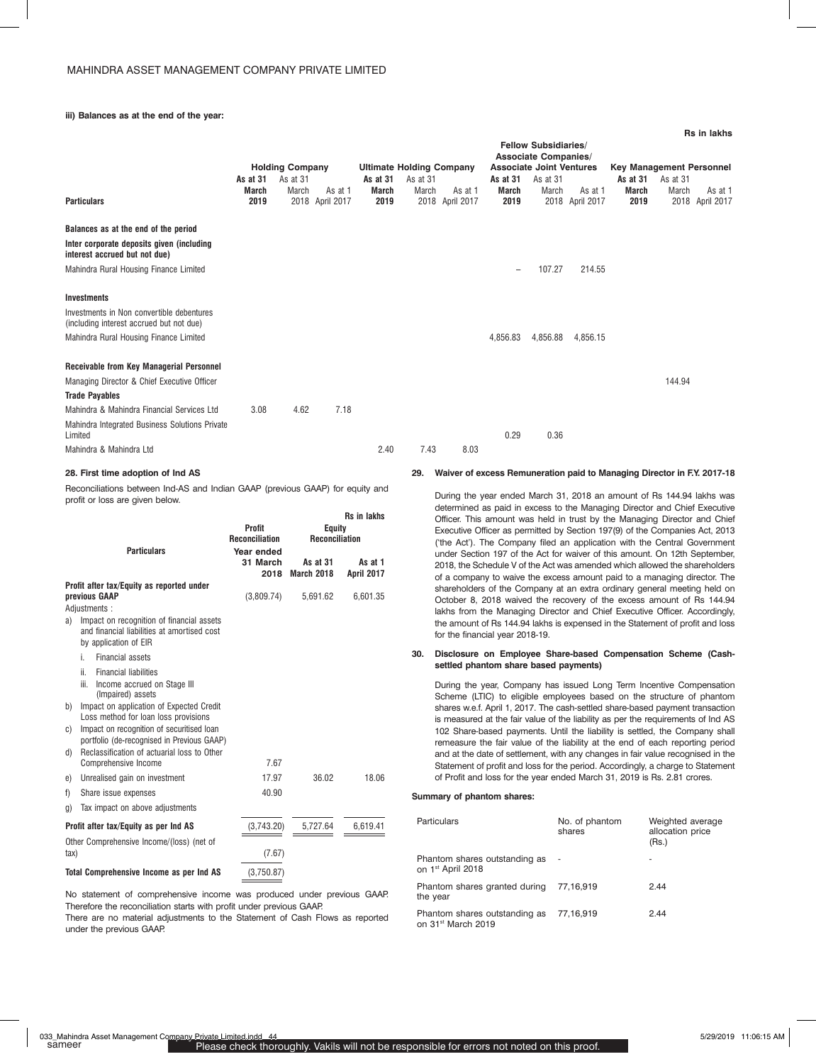**iii) Balances as at the end of the year:**

Rs in lakhs

| Particulars | Holding Company | | | Ultimate Holding Company | | | Fellow Subsidiaries/ Associate Companies/ Associate Joint Ventures | | | Key Management Personnel | | |
|---|---|---|---|---|---|---|---|---|---|---|---|---|
| | As at 31 March 2019 | As at 31 March 2018 | As at 1 April 2017 | As at 31 March 2019 | As at 31 March 2018 | As at 1 April 2017 | As at 31 March 2019 | As at 31 March 2018 | As at 1 April 2017 | As at 31 March 2019 | As at 31 March 2018 | As at 1 April 2017 |
| **Balances as at the end of the period** | | | | | | | | | | | | |
| **Inter corporate deposits given (including interest accrued but not due)** | | | | | | | | | | | | |
| Mahindra Rural Housing Finance Limited | | | | | | | – | 107.27 | 214.55 | | | |
| **Investments** | | | | | | | | | | | | |
| Investments in Non convertible debentures (including interest accrued but not due) | | | | | | | | | | | | |
| Mahindra Rural Housing Finance Limited | | | | | | | 4,856.83 | 4,856.88 | 4,856.15 | | | |
| **Receivable from Key Managerial Personnel** | | | | | | | | | | | | |
| Managing Director & Chief Executive Officer | | | | | | | | | | | 144.94 | |
| **Trade Payables** | | | | | | | | | | | | |
| Mahindra & Mahindra Financial Services Ltd | 3.08 | 4.62 | 7.18 | | | | | | | | | |
| Mahindra Integrated Business Solutions Private Limited | | | | | | | 0.29 | 0.36 | | | | |
| Mahindra & Mahindra Ltd | | | | 2.40 | 7.43 | 8.03 | | | | | | |

## 28. First time adoption of Ind AS

Reconciliations between Ind-AS and Indian GAAP (previous GAAP) for equity and profit or loss are given below.

Rs in lakhs

| Particulars | Profit Reconciliation | Equity Reconciliation | |
|---|---|---|---|
| | Year ended 31 March 2018 | As at 31 March 2018 | As at 1 April 2017 |
| **Profit after tax/Equity as reported under previous GAAP** | (3,809.74) | 5,691.62 | 6,601.35 |
| Adjustments : | | | |
| a) Impact on recognition of financial assets and financial liabilities at amortised cost by application of EIR | | | |
| i. Financial assets | | | |
| ii. Financial liabilities | | | |
| iii. Income accrued on Stage III (Impaired) assets | | | |
| b) Impact on application of Expected Credit Loss method for loan loss provisions | | | |
| c) Impact on recognition of securitised loan portfolio (de-recognised in Previous GAAP) | | | |
| d) Reclassification of actuarial loss to Other Comprehensive Income | 7.67 | | |
| e) Unrealised gain on investment | 17.97 | 36.02 | 18.06 |
| f) Share issue expenses | 40.90 | | |
| g) Tax impact on above adjustments | | | |
| **Profit after tax/Equity as per Ind AS** | (3,743.20) | 5,727.64 | 6,619.41 |
| Other Comprehensive Income/(loss) (net of tax) | (7.67) | | |
| **Total Comprehensive Income as per Ind AS** | (3,750.87) | | |

No statement of comprehensive income was produced under previous GAAP. Therefore the reconciliation starts with profit under previous GAAP.

There are no material adjustments to the Statement of Cash Flows as reported under the previous GAAP.

## 29. Waiver of excess Remuneration paid to Managing Director in F.Y. 2017-18

During the year ended March 31, 2018 an amount of Rs 144.94 lakhs was determined as paid in excess to the Managing Director and Chief Executive Officer. This amount was held in trust by the Managing Director and Chief Executive Officer as permitted by Section 197(9) of the Companies Act, 2013 ('the Act'). The Company filed an application with the Central Government under Section 197 of the Act for waiver of this amount. On 12th September, 2018, the Schedule V of the Act was amended which allowed the shareholders of a company to waive the excess amount paid to a managing director. The shareholders of the Company at an extra ordinary general meeting held on October 8, 2018 waived the recovery of the excess amount of Rs 144.94 lakhs from the Managing Director and Chief Executive Officer. Accordingly, the amount of Rs 144.94 lakhs is expensed in the Statement of profit and loss for the financial year 2018-19.

## 30. Disclosure on Employee Share-based Compensation Scheme (Cash-settled phantom share based payments)

During the year, Company has issued Long Term Incentive Compensation Scheme (LTIC) to eligible employees based on the structure of phantom shares w.e.f. April 1, 2017. The cash-settled share-based payment transaction is measured at the fair value of the liability as per the requirements of Ind AS 102 Share-based payments. Until the liability is settled, the Company shall remeasure the fair value of the liability at the end of each reporting period and at the date of settlement, with any changes in fair value recognised in the Statement of profit and loss for the period. Accordingly, a charge to Statement of Profit and loss for the year ended March 31, 2019 is Rs. 2.81 crores.

**Summary of phantom shares:**

| Particulars | No. of phantom shares | Weighted average allocation price (Rs.) |
|---|---|---|
| Phantom shares outstanding as on 1st April 2018 | - | - |
| Phantom shares granted during the year | 77,16,919 | 2.44 |
| Phantom shares outstanding as on 31st March 2019 | 77,16,919 | 2.44 |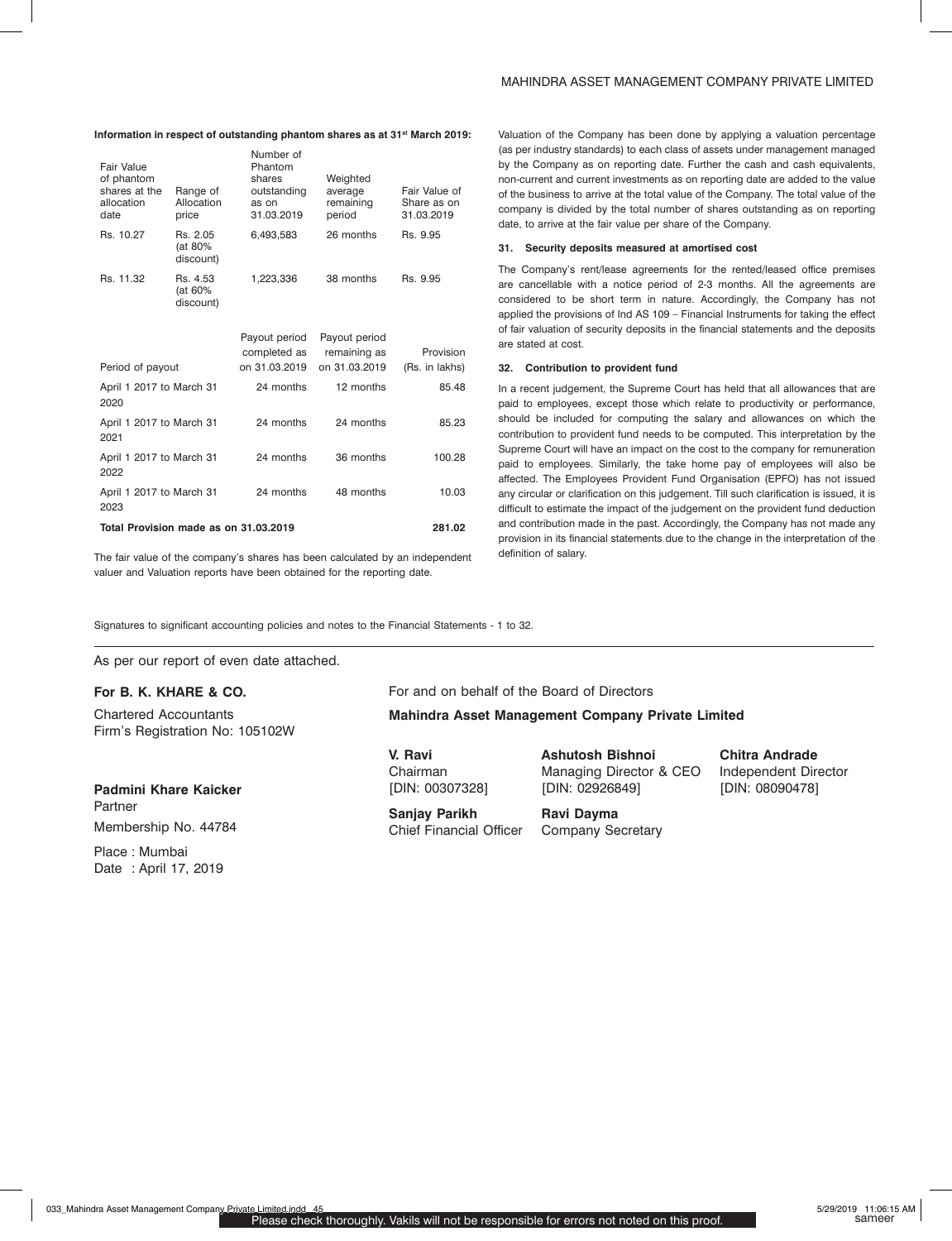**Information in respect of outstanding phantom shares as at 31st March 2019:**

| Fair Value of phantom shares at the allocation date | Range of Allocation price | Number of Phantom shares outstanding as on 31.03.2019 | Weighted average remaining period | Fair Value of Share as on 31.03.2019 |
|---|---|---|---|---|
| Rs. 10.27 | Rs. 2.05 (at 80% discount) | 6,493,583 | 26 months | Rs. 9.95 |
| Rs. 11.32 | Rs. 4.53 (at 60% discount) | 1,223,336 | 38 months | Rs. 9.95 |

| Period of payout | Payout period completed as on 31.03.2019 | Payout period remaining as on 31.03.2019 | Provision (Rs. in lakhs) |
|---|---|---|---|
| April 1 2017 to March 31 2020 | 24 months | 12 months | 85.48 |
| April 1 2017 to March 31 2021 | 24 months | 24 months | 85.23 |
| April 1 2017 to March 31 2022 | 24 months | 36 months | 100.28 |
| April 1 2017 to March 31 2023 | 24 months | 48 months | 10.03 |
| **Total Provision made as on 31.03.2019** | | | **281.02** |

The fair value of the company's shares has been calculated by an independent valuer and Valuation reports have been obtained for the reporting date.

Valuation of the Company has been done by applying a valuation percentage (as per industry standards) to each class of assets under management managed by the Company as on reporting date. Further the cash and cash equivalents, non-current and current investments as on reporting date are added to the value of the business to arrive at the total value of the Company. The total value of the company is divided by the total number of shares outstanding as on reporting date, to arrive at the fair value per share of the Company.

### 31. Security deposits measured at amortised cost

The Company's rent/lease agreements for the rented/leased office premises are cancellable with a notice period of 2-3 months. All the agreements are considered to be short term in nature. Accordingly, the Company has not applied the provisions of Ind AS 109 – Financial Instruments for taking the effect of fair valuation of security deposits in the financial statements and the deposits are stated at cost.

### 32. Contribution to provident fund

In a recent judgement, the Supreme Court has held that all allowances that are paid to employees, except those which relate to productivity or performance, should be included for computing the salary and allowances on which the contribution to provident fund needs to be computed. This interpretation by the Supreme Court will have an impact on the cost to the company for remuneration paid to employees. Similarly, the take home pay of employees will also be affected. The Employees Provident Fund Organisation (EPFO) has not issued any circular or clarification on this judgement. Till such clarification is issued, it is difficult to estimate the impact of the judgement on the provident fund deduction and contribution made in the past. Accordingly, the Company has not made any provision in its financial statements due to the change in the interpretation of the definition of salary.

Signatures to significant accounting policies and notes to the Financial Statements - 1 to 32.

As per our report of even date attached.

**For B. K. KHARE & CO.**
Chartered Accountants
Firm's Registration No: 105102W

**Padmini Khare Kaicker**
Partner
Membership No. 44784

Place : Mumbai
Date : April 17, 2019

For and on behalf of the Board of Directors
**Mahindra Asset Management Company Private Limited**

**V. Ravi**
Chairman
[DIN: 00307328]

**Ashutosh Bishnoi**
Managing Director & CEO
[DIN: 02926849]

**Chitra Andrade**
Independent Director
[DIN: 08090478]

**Sanjay Parikh**
Chief Financial Officer

**Ravi Dayma**
Company Secretary